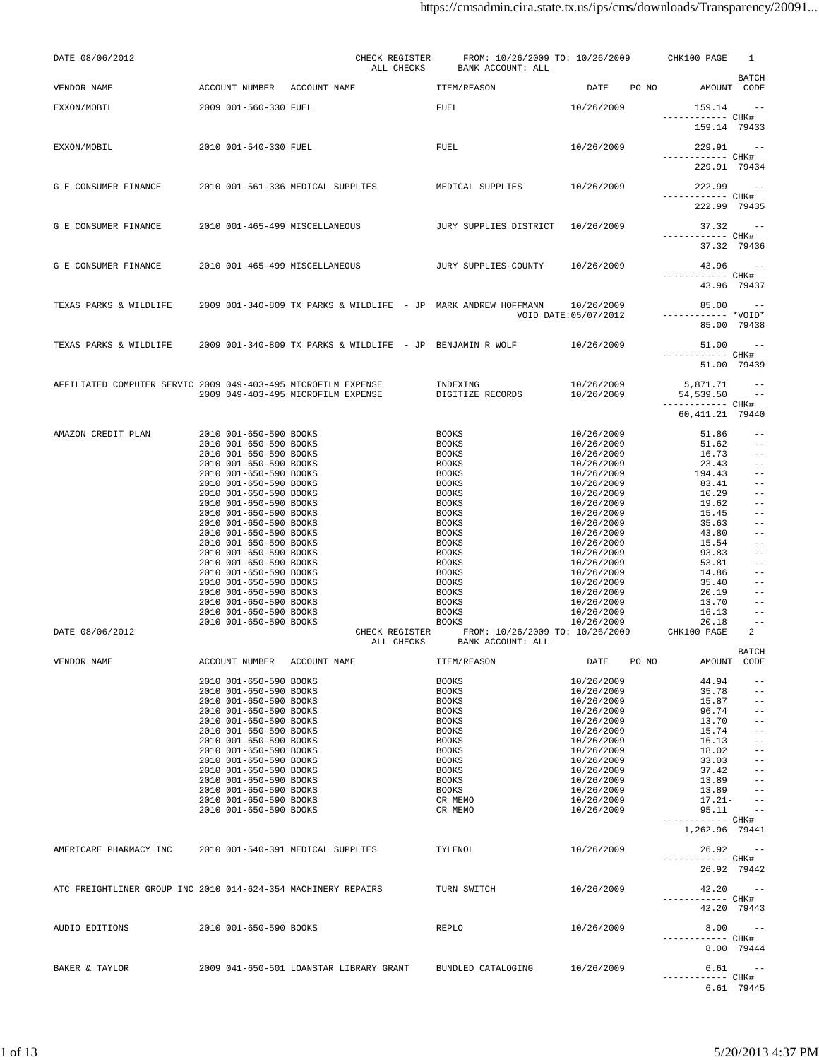DATE 08/06/2012 — CHECK REGISTER — ALL CHECKS — FROM: 10/26/2009 TO: 10/26/2009 — BANK ACCOUNT: ALL — CHK100 PAGE 1

| VENDOR NAME | ACCOUNT NUMBER | ACCOUNT NAME | ITEM/REASON | DATE | PO NO | AMOUNT | BATCH CODE |
|---|---|---|---|---|---|---|---|
| EXXON/MOBIL | 2009 001-560-330 | FUEL | FUEL | 10/26/2009 | | 159.14 | -- |
| | | | | | | ------------ CHK# | |
| | | | | | | 159.14 | 79433 |
| EXXON/MOBIL | 2010 001-540-330 | FUEL | FUEL | 10/26/2009 | | 229.91 | -- |
| | | | | | | ------------ CHK# | |
| | | | | | | 229.91 | 79434 |
| G E CONSUMER FINANCE | 2010 001-561-336 | MEDICAL SUPPLIES | MEDICAL SUPPLIES | 10/26/2009 | | 222.99 | -- |
| | | | | | | ------------ CHK# | |
| | | | | | | 222.99 | 79435 |
| G E CONSUMER FINANCE | 2010 001-465-499 | MISCELLANEOUS | JURY SUPPLIES DISTRICT | 10/26/2009 | | 37.32 | -- |
| | | | | | | ------------ CHK# | |
| | | | | | | 37.32 | 79436 |
| G E CONSUMER FINANCE | 2010 001-465-499 | MISCELLANEOUS | JURY SUPPLIES-COUNTY | 10/26/2009 | | 43.96 | -- |
| | | | | | | ------------ CHK# | |
| | | | | | | 43.96 | 79437 |
| TEXAS PARKS & WILDLIFE | 2009 001-340-809 | TX PARKS & WILDLIFE - JP | MARK ANDREW HOFFMANN | 10/26/2009 | | 85.00 | -- |
| | | | | VOID DATE:05/07/2012 | | ------------ *VOID* | |
| | | | | | | 85.00 | 79438 |
| TEXAS PARKS & WILDLIFE | 2009 001-340-809 | TX PARKS & WILDLIFE - JP | BENJAMIN R WOLF | 10/26/2009 | | 51.00 | -- |
| | | | | | | ------------ CHK# | |
| | | | | | | 51.00 | 79439 |
| AFFILIATED COMPUTER SERVIC | 2009 049-403-495 | MICROFILM EXPENSE | INDEXING | 10/26/2009 | | 5,871.71 | -- |
| | 2009 049-403-495 | MICROFILM EXPENSE | DIGITIZE RECORDS | 10/26/2009 | | 54,539.50 | -- |
| | | | | | | ------------ CHK# | |
| | | | | | | 60,411.21 | 79440 |
| AMAZON CREDIT PLAN | 2010 001-650-590 | BOOKS | BOOKS | 10/26/2009 | | 51.86 | -- |
| | 2010 001-650-590 | BOOKS | BOOKS | 10/26/2009 | | 51.62 | -- |
| | 2010 001-650-590 | BOOKS | BOOKS | 10/26/2009 | | 16.73 | -- |
| | 2010 001-650-590 | BOOKS | BOOKS | 10/26/2009 | | 23.43 | -- |
| | 2010 001-650-590 | BOOKS | BOOKS | 10/26/2009 | | 194.43 | -- |
| | 2010 001-650-590 | BOOKS | BOOKS | 10/26/2009 | | 83.41 | -- |
| | 2010 001-650-590 | BOOKS | BOOKS | 10/26/2009 | | 10.29 | -- |
| | 2010 001-650-590 | BOOKS | BOOKS | 10/26/2009 | | 19.62 | -- |
| | 2010 001-650-590 | BOOKS | BOOKS | 10/26/2009 | | 15.45 | -- |
| | 2010 001-650-590 | BOOKS | BOOKS | 10/26/2009 | | 35.63 | -- |
| | 2010 001-650-590 | BOOKS | BOOKS | 10/26/2009 | | 43.80 | -- |
| | 2010 001-650-590 | BOOKS | BOOKS | 10/26/2009 | | 15.54 | -- |
| | 2010 001-650-590 | BOOKS | BOOKS | 10/26/2009 | | 93.83 | -- |
| | 2010 001-650-590 | BOOKS | BOOKS | 10/26/2009 | | 53.81 | -- |
| | 2010 001-650-590 | BOOKS | BOOKS | 10/26/2009 | | 14.86 | -- |
| | 2010 001-650-590 | BOOKS | BOOKS | 10/26/2009 | | 35.40 | -- |
| | 2010 001-650-590 | BOOKS | BOOKS | 10/26/2009 | | 20.19 | -- |
| | 2010 001-650-590 | BOOKS | BOOKS | 10/26/2009 | | 13.70 | -- |
| | 2010 001-650-590 | BOOKS | BOOKS | 10/26/2009 | | 16.13 | -- |
| | 2010 001-650-590 | BOOKS | BOOKS | 10/26/2009 | | 20.18 | -- |

DATE 08/06/2012 — CHECK REGISTER — ALL CHECKS — FROM: 10/26/2009 TO: 10/26/2009 — BANK ACCOUNT: ALL — CHK100 PAGE 2

| VENDOR NAME | ACCOUNT NUMBER | ACCOUNT NAME | ITEM/REASON | DATE | PO NO | AMOUNT | BATCH CODE |
|---|---|---|---|---|---|---|---|
| | 2010 001-650-590 | BOOKS | BOOKS | 10/26/2009 | | 44.94 | -- |
| | 2010 001-650-590 | BOOKS | BOOKS | 10/26/2009 | | 35.78 | -- |
| | 2010 001-650-590 | BOOKS | BOOKS | 10/26/2009 | | 15.87 | -- |
| | 2010 001-650-590 | BOOKS | BOOKS | 10/26/2009 | | 96.74 | -- |
| | 2010 001-650-590 | BOOKS | BOOKS | 10/26/2009 | | 13.70 | -- |
| | 2010 001-650-590 | BOOKS | BOOKS | 10/26/2009 | | 15.74 | -- |
| | 2010 001-650-590 | BOOKS | BOOKS | 10/26/2009 | | 16.13 | -- |
| | 2010 001-650-590 | BOOKS | BOOKS | 10/26/2009 | | 18.02 | -- |
| | 2010 001-650-590 | BOOKS | BOOKS | 10/26/2009 | | 33.03 | -- |
| | 2010 001-650-590 | BOOKS | BOOKS | 10/26/2009 | | 37.42 | -- |
| | 2010 001-650-590 | BOOKS | BOOKS | 10/26/2009 | | 13.89 | -- |
| | 2010 001-650-590 | BOOKS | BOOKS | 10/26/2009 | | 13.89 | -- |
| | 2010 001-650-590 | BOOKS | CR MEMO | 10/26/2009 | | 17.21- | -- |
| | 2010 001-650-590 | BOOKS | CR MEMO | 10/26/2009 | | 95.11 | -- |
| | | | | | | ------------ CHK# | |
| | | | | | | 1,262.96 | 79441 |
| AMERICARE PHARMACY INC | 2010 001-540-391 | MEDICAL SUPPLIES | TYLENOL | 10/26/2009 | | 26.92 | -- |
| | | | | | | ------------ CHK# | |
| | | | | | | 26.92 | 79442 |
| ATC FREIGHTLINER GROUP INC | 2010 014-624-354 | MACHINERY REPAIRS | TURN SWITCH | 10/26/2009 | | 42.20 | -- |
| | | | | | | ------------ CHK# | |
| | | | | | | 42.20 | 79443 |
| AUDIO EDITIONS | 2010 001-650-590 | BOOKS | REPLO | 10/26/2009 | | 8.00 | -- |
| | | | | | | ------------ CHK# | |
| | | | | | | 8.00 | 79444 |
| BAKER & TAYLOR | 2009 041-650-501 | LOANSTAR LIBRARY GRANT | BUNDLED CATALOGING | 10/26/2009 | | 6.61 | -- |
| | | | | | | ------------ CHK# | |
| | | | | | | 6.61 | 79445 |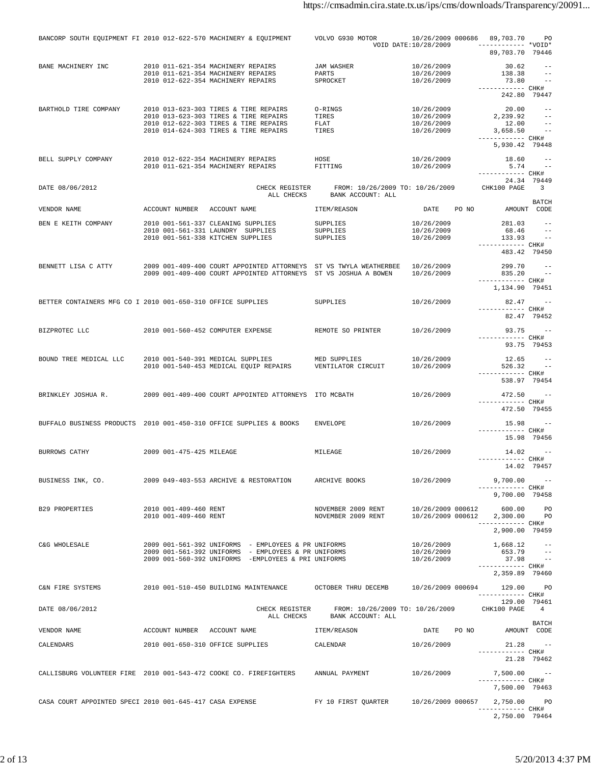| VENDOR NAME | ACCOUNT NUMBER | ACCOUNT NAME | ITEM/REASON | DATE | PO NO | AMOUNT | BATCH CODE |
|---|---|---|---|---|---|---|---|
| BANCORP SOUTH EQUIPMENT FI | 2010 012-622-570 | MACHINERY & EQUIPMENT | VOLVO G930 MOTOR | 10/26/2009 | 000686 | 89,703.70 | PO |
| | | | | VOID DATE:10/28/2009 | | ------------ *VOID* | |
| | | | | | | 89,703.70 | 79446 |
| BANE MACHINERY INC | 2010 011-621-354 | MACHINERY REPAIRS | JAM WASHER | 10/26/2009 | | 30.62 | -- |
| | 2010 011-621-354 | MACHINERY REPAIRS | PARTS | 10/26/2009 | | 138.38 | -- |
| | 2010 012-622-354 | MACHINERY REPAIRS | SPROCKET | 10/26/2009 | | 73.80 | -- |
| | | | | | | ------------ | CHK# |
| | | | | | | 242.80 | 79447 |
| BARTHOLD TIRE COMPANY | 2010 013-623-303 | TIRES & TIRE REPAIRS | O-RINGS | 10/26/2009 | | 20.00 | -- |
| | 2010 013-623-303 | TIRES & TIRE REPAIRS | TIRES | 10/26/2009 | | 2,239.92 | -- |
| | 2010 012-622-303 | TIRES & TIRE REPAIRS | FLAT | 10/26/2009 | | 12.00 | -- |
| | 2010 014-624-303 | TIRES & TIRE REPAIRS | TIRES | 10/26/2009 | | 3,658.50 | -- |
| | | | | | | ------------ | CHK# |
| | | | | | | 5,930.42 | 79448 |
| BELL SUPPLY COMPANY | 2010 012-622-354 | MACHINERY REPAIRS | HOSE | 10/26/2009 | | 18.60 | -- |
| | 2010 011-621-354 | MACHINERY REPAIRS | FITTING | 10/26/2009 | | 5.74 | -- |
| | | | | | | ------------ | CHK# |
| | | | | | | 24.34 | 79449 |

DATE 08/06/2012 — CHECK REGISTER — ALL CHECKS — FROM: 10/26/2009 TO: 10/26/2009 — BANK ACCOUNT: ALL — CHK100 PAGE 3

| VENDOR NAME | ACCOUNT NUMBER | ACCOUNT NAME | ITEM/REASON | DATE | PO NO | AMOUNT | BATCH CODE |
|---|---|---|---|---|---|---|---|
| BEN E KEITH COMPANY | 2010 001-561-337 | CLEANING SUPPLIES | SUPPLIES | 10/26/2009 | | 281.03 | -- |
| | 2010 001-561-331 | LAUNDRY SUPPLIES | SUPPLIES | 10/26/2009 | | 68.46 | -- |
| | 2010 001-561-338 | KITCHEN SUPPLIES | SUPPLIES | 10/26/2009 | | 133.93 | -- |
| | | | | | | ------------ | CHK# |
| | | | | | | 483.42 | 79450 |
| BENNETT LISA C ATTY | 2009 001-409-400 | COURT APPOINTED ATTORNEYS | ST VS TWYLA WEATHERBEE | 10/26/2009 | | 299.70 | -- |
| | 2009 001-409-400 | COURT APPOINTED ATTORNEYS | ST VS JOSHUA A BOWEN | 10/26/2009 | | 835.20 | -- |
| | | | | | | ------------ | CHK# |
| | | | | | | 1,134.90 | 79451 |
| BETTER CONTAINERS MFG CO I | 2010 001-650-310 | OFFICE SUPPLIES | SUPPLIES | 10/26/2009 | | 82.47 | -- |
| | | | | | | ------------ | CHK# |
| | | | | | | 82.47 | 79452 |
| BIZPROTEC LLC | 2010 001-560-452 | COMPUTER EXPENSE | REMOTE SO PRINTER | 10/26/2009 | | 93.75 | -- |
| | | | | | | ------------ | CHK# |
| | | | | | | 93.75 | 79453 |
| BOUND TREE MEDICAL LLC | 2010 001-540-391 | MEDICAL SUPPLIES | MED SUPPLIES | 10/26/2009 | | 12.65 | -- |
| | 2010 001-540-453 | MEDICAL EQUIP REPAIRS | VENTILATOR CIRCUIT | 10/26/2009 | | 526.32 | -- |
| | | | | | | ------------ | CHK# |
| | | | | | | 538.97 | 79454 |
| BRINKLEY JOSHUA R. | 2009 001-409-400 | COURT APPOINTED ATTORNEYS | ITO MCBATH | 10/26/2009 | | 472.50 | -- |
| | | | | | | ------------ | CHK# |
| | | | | | | 472.50 | 79455 |
| BUFFALO BUSINESS PRODUCTS | 2010 001-450-310 | OFFICE SUPPLIES & BOOKS | ENVELOPE | 10/26/2009 | | 15.98 | -- |
| | | | | | | ------------ | CHK# |
| | | | | | | 15.98 | 79456 |
| BURROWS CATHY | 2009 001-475-425 | MILEAGE | MILEAGE | 10/26/2009 | | 14.02 | -- |
| | | | | | | ------------ | CHK# |
| | | | | | | 14.02 | 79457 |
| BUSINESS INK, CO. | 2009 049-403-553 | ARCHIVE & RESTORATION | ARCHIVE BOOKS | 10/26/2009 | | 9,700.00 | -- |
| | | | | | | ------------ | CHK# |
| | | | | | | 9,700.00 | 79458 |
| B29 PROPERTIES | 2010 001-409-460 | RENT | NOVEMBER 2009 RENT | 10/26/2009 | 000612 | 600.00 | PO |
| | 2010 001-409-460 | RENT | NOVEMBER 2009 RENT | 10/26/2009 | 000612 | 2,300.00 | PO |
| | | | | | | ------------ | CHK# |
| | | | | | | 2,900.00 | 79459 |
| C&G WHOLESALE | 2009 001-561-392 | UNIFORMS - EMPLOYEES & PR | UNIFORMS | 10/26/2009 | | 1,668.12 | -- |
| | 2009 001-561-392 | UNIFORMS - EMPLOYEES & PR | UNIFORMS | 10/26/2009 | | 653.79 | -- |
| | 2009 001-560-392 | UNIFORMS -EMPLOYEES & PRI | UNIFORMS | 10/26/2009 | | 37.98 | -- |
| | | | | | | ------------ | CHK# |
| | | | | | | 2,359.89 | 79460 |
| C&N FIRE SYSTEMS | 2010 001-510-450 | BUILDING MAINTENANCE | OCTOBER THRU DECEMB | 10/26/2009 | 000694 | 129.00 | PO |
| | | | | | | ------------ | CHK# |
| | | | | | | 129.00 | 79461 |

DATE 08/06/2012 — CHECK REGISTER — ALL CHECKS — FROM: 10/26/2009 TO: 10/26/2009 — BANK ACCOUNT: ALL — CHK100 PAGE 4

| VENDOR NAME | ACCOUNT NUMBER | ACCOUNT NAME | ITEM/REASON | DATE | PO NO | AMOUNT | BATCH CODE |
|---|---|---|---|---|---|---|---|
| CALENDARS | 2010 001-650-310 | OFFICE SUPPLIES | CALENDAR | 10/26/2009 | | 21.28 | -- |
| | | | | | | ------------ | CHK# |
| | | | | | | 21.28 | 79462 |
| CALLISBURG VOLUNTEER FIRE | 2010 001-543-472 | COOKE CO. FIREFIGHTERS | ANNUAL PAYMENT | 10/26/2009 | | 7,500.00 | -- |
| | | | | | | ------------ | CHK# |
| | | | | | | 7,500.00 | 79463 |
| CASA COURT APPOINTED SPECI | 2010 001-645-417 | CASA EXPENSE | FY 10 FIRST QUARTER | 10/26/2009 | 000657 | 2,750.00 | PO |
| | | | | | | ------------ | CHK# |
| | | | | | | 2,750.00 | 79464 |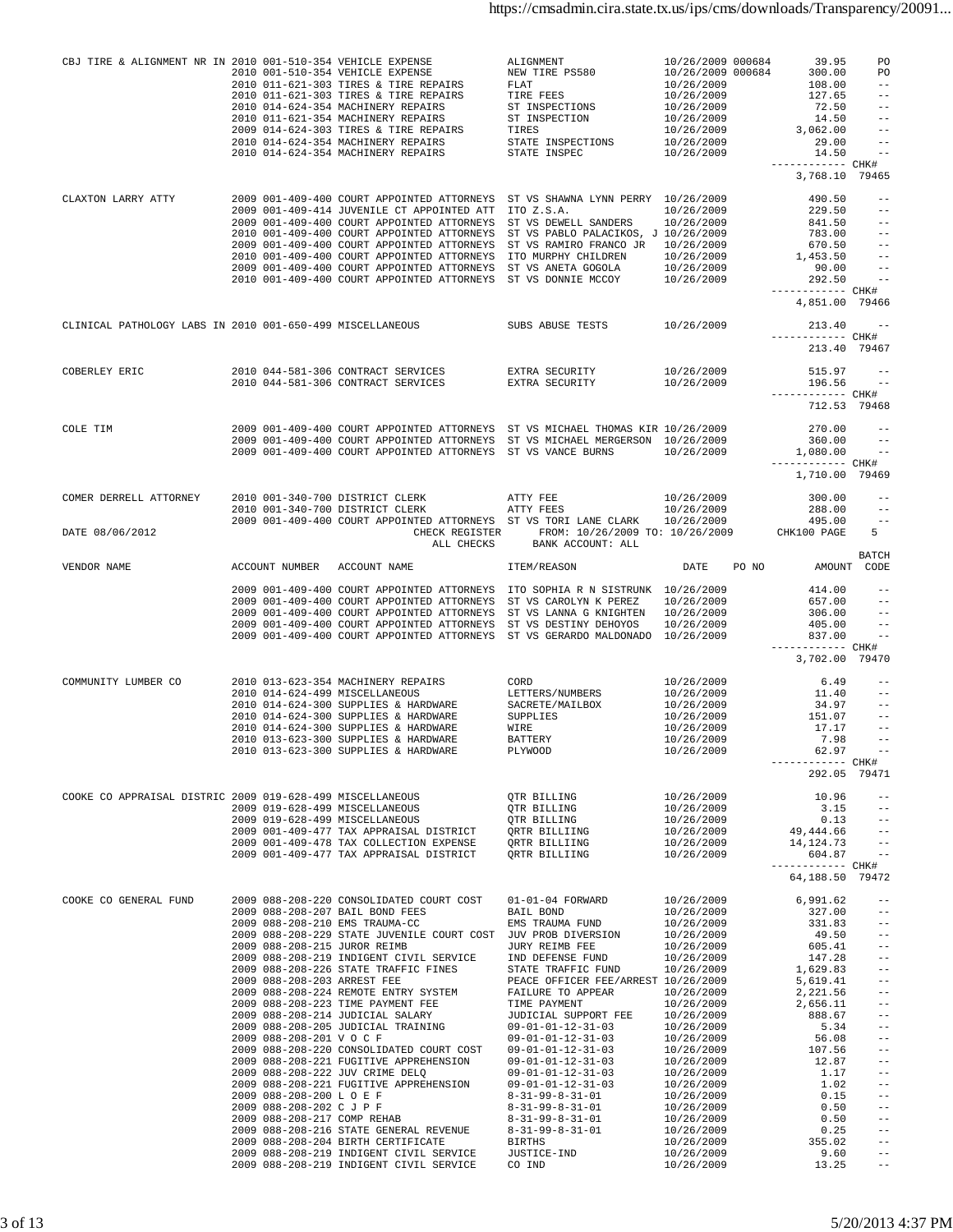| VENDOR NAME | ACCOUNT NUMBER | ACCOUNT NAME | ITEM/REASON | DATE | PO NO | AMOUNT | BATCH CODE |
|---|---|---|---|---|---|---|---|
| CBJ TIRE & ALIGNMENT NR IN | 2010 001-510-354 | VEHICLE EXPENSE | ALIGNMENT | 10/26/2009 | 000684 | 39.95 | PO |
| | 2010 001-510-354 | VEHICLE EXPENSE | NEW TIRE PS580 | 10/26/2009 | 000684 | 300.00 | PO |
| | 2010 011-621-303 | TIRES & TIRE REPAIRS | FLAT | 10/26/2009 | | 108.00 | -- |
| | 2010 011-621-303 | TIRES & TIRE REPAIRS | TIRE FEES | 10/26/2009 | | 127.65 | -- |
| | 2010 014-624-354 | MACHINERY REPAIRS | ST INSPECTIONS | 10/26/2009 | | 72.50 | -- |
| | 2010 011-621-354 | MACHINERY REPAIRS | ST INSPECTION | 10/26/2009 | | 14.50 | -- |
| | 2009 014-624-303 | TIRES & TIRE REPAIRS | TIRES | 10/26/2009 | | 3,062.00 | -- |
| | 2010 014-624-354 | MACHINERY REPAIRS | STATE INSPECTIONS | 10/26/2009 | | 29.00 | -- |
| | 2010 014-624-354 | MACHINERY REPAIRS | STATE INSPEC | 10/26/2009 | | 14.50 | -- |
| | | | | | | 3,768.10 | CHK# 79465 |
| CLAXTON LARRY ATTY | 2009 001-409-400 | COURT APPOINTED ATTORNEYS | ST VS SHAWNA LYNN PERRY | 10/26/2009 | | 490.50 | -- |
| | 2009 001-409-414 | JUVENILE CT APPOINTED ATT | ITO Z.S.A. | 10/26/2009 | | 229.50 | -- |
| | 2009 001-409-400 | COURT APPOINTED ATTORNEYS | ST VS DEWELL SANDERS | 10/26/2009 | | 841.50 | -- |
| | 2010 001-409-400 | COURT APPOINTED ATTORNEYS | ST VS PABLO PALACIKOS, J | 10/26/2009 | | 783.00 | -- |
| | 2009 001-409-400 | COURT APPOINTED ATTORNEYS | ST VS RAMIRO FRANCO JR | 10/26/2009 | | 670.50 | -- |
| | 2010 001-409-400 | COURT APPOINTED ATTORNEYS | ITO MURPHY CHILDREN | 10/26/2009 | | 1,453.50 | -- |
| | 2009 001-409-400 | COURT APPOINTED ATTORNEYS | ST VS ANETA GOGOLA | 10/26/2009 | | 90.00 | -- |
| | 2010 001-409-400 | COURT APPOINTED ATTORNEYS | ST VS DONNIE MCCOY | 10/26/2009 | | 292.50 | -- |
| | | | | | | 4,851.00 | CHK# 79466 |
| CLINICAL PATHOLOGY LABS IN | 2010 001-650-499 | MISCELLANEOUS | SUBS ABUSE TESTS | 10/26/2009 | | 213.40 | -- |
| | | | | | | 213.40 | CHK# 79467 |
| COBERLEY ERIC | 2010 044-581-306 | CONTRACT SERVICES | EXTRA SECURITY | 10/26/2009 | | 515.97 | -- |
| | 2010 044-581-306 | CONTRACT SERVICES | EXTRA SECURITY | 10/26/2009 | | 196.56 | -- |
| | | | | | | 712.53 | CHK# 79468 |
| COLE TIM | 2009 001-409-400 | COURT APPOINTED ATTORNEYS | ST VS MICHAEL THOMAS KIR | 10/26/2009 | | 270.00 | -- |
| | 2009 001-409-400 | COURT APPOINTED ATTORNEYS | ST VS MICHAEL MERGERSON | 10/26/2009 | | 360.00 | -- |
| | 2009 001-409-400 | COURT APPOINTED ATTORNEYS | ST VS VANCE BURNS | 10/26/2009 | | 1,080.00 | -- |
| | | | | | | 1,710.00 | CHK# 79469 |
| COMER DERRELL ATTORNEY | 2010 001-340-700 | DISTRICT CLERK | ATTY FEE | 10/26/2009 | | 300.00 | -- |
| | 2010 001-340-700 | DISTRICT CLERK | ATTY FEES | 10/26/2009 | | 288.00 | -- |
| | 2009 001-409-400 | COURT APPOINTED ATTORNEYS | ST VS TORI LANE CLARK | 10/26/2009 | | 495.00 | -- |

DATE 08/06/2012 CHECK REGISTER FROM: 10/26/2009 TO: 10/26/2009 CHK100 PAGE 5
ALL CHECKS BANK ACCOUNT: ALL

| VENDOR NAME | ACCOUNT NUMBER | ACCOUNT NAME | ITEM/REASON | DATE | PO NO | AMOUNT | BATCH CODE |
|---|---|---|---|---|---|---|---|
| | 2009 001-409-400 | COURT APPOINTED ATTORNEYS | ITO SOPHIA R N SISTRUNK | 10/26/2009 | | 414.00 | -- |
| | 2009 001-409-400 | COURT APPOINTED ATTORNEYS | ST VS CAROLYN K PEREZ | 10/26/2009 | | 657.00 | -- |
| | 2009 001-409-400 | COURT APPOINTED ATTORNEYS | ST VS LANNA G KNIGHTEN | 10/26/2009 | | 306.00 | -- |
| | 2009 001-409-400 | COURT APPOINTED ATTORNEYS | ST VS DESTINY DEHOYOS | 10/26/2009 | | 405.00 | -- |
| | 2009 001-409-400 | COURT APPOINTED ATTORNEYS | ST VS GERARDO MALDONADO | 10/26/2009 | | 837.00 | -- |
| | | | | | | 3,702.00 | CHK# 79470 |
| COMMUNITY LUMBER CO | 2010 013-623-354 | MACHINERY REPAIRS | CORD | 10/26/2009 | | 6.49 | -- |
| | 2010 014-624-499 | MISCELLANEOUS | LETTERS/NUMBERS | 10/26/2009 | | 11.40 | -- |
| | 2010 014-624-300 | SUPPLIES & HARDWARE | SACRETE/MAILBOX | 10/26/2009 | | 34.97 | -- |
| | 2010 014-624-300 | SUPPLIES & HARDWARE | SUPPLIES | 10/26/2009 | | 151.07 | -- |
| | 2010 014-624-300 | SUPPLIES & HARDWARE | WIRE | 10/26/2009 | | 17.17 | -- |
| | 2010 013-623-300 | SUPPLIES & HARDWARE | BATTERY | 10/26/2009 | | 7.98 | -- |
| | 2010 013-623-300 | SUPPLIES & HARDWARE | PLYWOOD | 10/26/2009 | | 62.97 | -- |
| | | | | | | 292.05 | CHK# 79471 |
| COOKE CO APPRAISAL DISTRIC | 2009 019-628-499 | MISCELLANEOUS | QTR BILLING | 10/26/2009 | | 10.96 | -- |
| | 2009 019-628-499 | MISCELLANEOUS | QTR BILLING | 10/26/2009 | | 3.15 | -- |
| | 2009 019-628-499 | MISCELLANEOUS | QTR BILLING | 10/26/2009 | | 0.13 | -- |
| | 2009 001-409-477 | TAX APPRAISAL DISTRICT | QRTR BILLIING | 10/26/2009 | | 49,444.66 | -- |
| | 2009 001-409-478 | TAX COLLECTION EXPENSE | QRTR BILLIING | 10/26/2009 | | 14,124.73 | -- |
| | 2009 001-409-477 | TAX APPRAISAL DISTRICT | QRTR BILLIING | 10/26/2009 | | 604.87 | -- |
| | | | | | | 64,188.50 | CHK# 79472 |
| COOKE CO GENERAL FUND | 2009 088-208-220 | CONSOLIDATED COURT COST | 01-01-04 FORWARD | 10/26/2009 | | 6,991.62 | -- |
| | 2009 088-208-207 | BAIL BOND FEES | BAIL BOND | 10/26/2009 | | 327.00 | -- |
| | 2009 088-208-210 | EMS TRAUMA-CC | EMS TRAUMA FUND | 10/26/2009 | | 331.83 | -- |
| | 2009 088-208-229 | STATE JUVENILE COURT COST | JUV PROB DIVERSION | 10/26/2009 | | 49.50 | -- |
| | 2009 088-208-215 | JUROR REIMB | JURY REIMB FEE | 10/26/2009 | | 605.41 | -- |
| | 2009 088-208-219 | INDIGENT CIVIL SERVICE | IND DEFENSE FUND | 10/26/2009 | | 147.28 | -- |
| | 2009 088-208-226 | STATE TRAFFIC FINES | STATE TRAFFIC FUND | 10/26/2009 | | 1,629.83 | -- |
| | 2009 088-208-203 | ARREST FEE | PEACE OFFICER FEE/ARREST | 10/26/2009 | | 5,619.41 | -- |
| | 2009 088-208-224 | REMOTE ENTRY SYSTEM | FAILURE TO APPEAR | 10/26/2009 | | 2,221.56 | -- |
| | 2009 088-208-223 | TIME PAYMENT FEE | TIME PAYMENT | 10/26/2009 | | 2,656.11 | -- |
| | 2009 088-208-214 | JUDICIAL SALARY | JUDICIAL SUPPORT FEE | 10/26/2009 | | 888.67 | -- |
| | 2009 088-208-205 | JUDICIAL TRAINING | 09-01-01-12-31-03 | 10/26/2009 | | 5.34 | -- |
| | 2009 088-208-201 | V O C F | 09-01-01-12-31-03 | 10/26/2009 | | 56.08 | -- |
| | 2009 088-208-220 | CONSOLIDATED COURT COST | 09-01-01-12-31-03 | 10/26/2009 | | 107.56 | -- |
| | 2009 088-208-221 | FUGITIVE APPREHENSION | 09-01-01-12-31-03 | 10/26/2009 | | 12.87 | -- |
| | 2009 088-208-222 | JUV CRIME DELQ | 09-01-01-12-31-03 | 10/26/2009 | | 1.17 | -- |
| | 2009 088-208-221 | FUGITIVE APPREHENSION | 09-01-01-12-31-03 | 10/26/2009 | | 1.02 | -- |
| | 2009 088-208-200 | L O E F | 8-31-99-8-31-01 | 10/26/2009 | | 0.15 | -- |
| | 2009 088-208-202 | C J P F | 8-31-99-8-31-01 | 10/26/2009 | | 0.50 | -- |
| | 2009 088-208-217 | COMP REHAB | 8-31-99-8-31-01 | 10/26/2009 | | 0.50 | -- |
| | 2009 088-208-216 | STATE GENERAL REVENUE | 8-31-99-8-31-01 | 10/26/2009 | | 0.25 | -- |
| | 2009 088-208-204 | BIRTH CERTIFICATE | BIRTHS | 10/26/2009 | | 355.02 | -- |
| | 2009 088-208-219 | INDIGENT CIVIL SERVICE | JUSTICE-IND | 10/26/2009 | | 9.60 | -- |
| | 2009 088-208-219 | INDIGENT CIVIL SERVICE | CO IND | 10/26/2009 | | 13.25 | -- |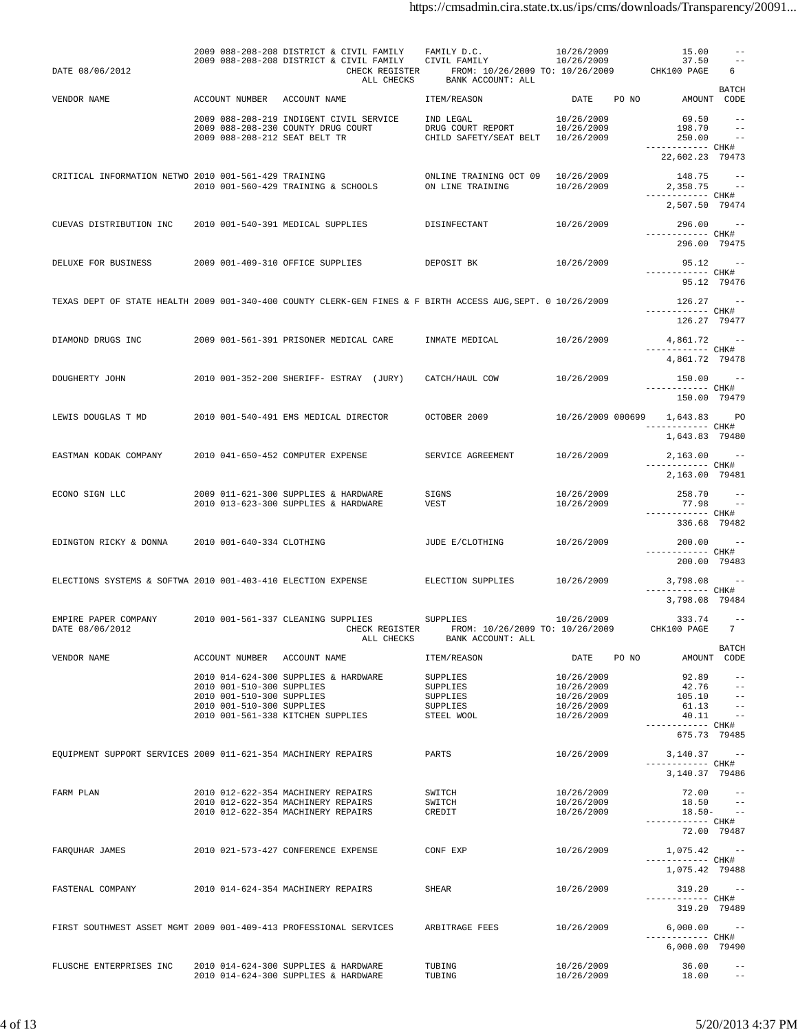| VENDOR NAME | ACCOUNT NUMBER | ACCOUNT NAME | ITEM/REASON | DATE | PO NO | AMOUNT | BATCH CODE |
|---|---|---|---|---|---|---|---|
| | 2009 088-208-208 | DISTRICT & CIVIL FAMILY | FAMILY D.C. | 10/26/2009 | | 15.00 | -- |
| | 2009 088-208-208 | DISTRICT & CIVIL FAMILY | CIVIL FAMILY | 10/26/2009 | | 37.50 | -- |

DATE 08/06/2012 CHECK REGISTER FROM: 10/26/2009 TO: 10/26/2009 CHK100 PAGE 6
ALL CHECKS BANK ACCOUNT: ALL

| VENDOR NAME | ACCOUNT NUMBER | ACCOUNT NAME | ITEM/REASON | DATE | PO NO | AMOUNT | BATCH CODE |
|---|---|---|---|---|---|---|---|
| | 2009 088-208-219 | INDIGENT CIVIL SERVICE | IND LEGAL | 10/26/2009 | | 69.50 | -- |
| | 2009 088-208-230 | COUNTY DRUG COURT | DRUG COURT REPORT | 10/26/2009 | | 198.70 | -- |
| | 2009 088-208-212 | SEAT BELT TR | CHILD SAFETY/SEAT BELT | 10/26/2009 | | 250.00 | -- |
| | | | | | | 22,602.23 | CHK# 79473 |
| CRITICAL INFORMATION NETWO | 2010 001-561-429 | TRAINING | ONLINE TRAINING OCT 09 | 10/26/2009 | | 148.75 | -- |
| | 2010 001-560-429 | TRAINING & SCHOOLS | ON LINE TRAINING | 10/26/2009 | | 2,358.75 | -- |
| | | | | | | 2,507.50 | CHK# 79474 |
| CUEVAS DISTRIBUTION INC | 2010 001-540-391 | MEDICAL SUPPLIES | DISINFECTANT | 10/26/2009 | | 296.00 | -- |
| | | | | | | 296.00 | CHK# 79475 |
| DELUXE FOR BUSINESS | 2009 001-409-310 | OFFICE SUPPLIES | DEPOSIT BK | 10/26/2009 | | 95.12 | -- |
| | | | | | | 95.12 | CHK# 79476 |
| TEXAS DEPT OF STATE HEALTH | 2009 001-340-400 | COUNTY CLERK-GEN FINES & F | BIRTH ACCESS AUG,SEPT. 0 | 10/26/2009 | | 126.27 | -- |
| | | | | | | 126.27 | CHK# 79477 |
| DIAMOND DRUGS INC | 2009 001-561-391 | PRISONER MEDICAL CARE | INMATE MEDICAL | 10/26/2009 | | 4,861.72 | -- |
| | | | | | | 4,861.72 | CHK# 79478 |
| DOUGHERTY JOHN | 2010 001-352-200 | SHERIFF- ESTRAY (JURY) | CATCH/HAUL COW | 10/26/2009 | | 150.00 | -- |
| | | | | | | 150.00 | CHK# 79479 |
| LEWIS DOUGLAS T MD | 2010 001-540-491 | EMS MEDICAL DIRECTOR | OCTOBER 2009 | 10/26/2009 | 000699 | 1,643.83 | PO |
| | | | | | | 1,643.83 | CHK# 79480 |
| EASTMAN KODAK COMPANY | 2010 041-650-452 | COMPUTER EXPENSE | SERVICE AGREEMENT | 10/26/2009 | | 2,163.00 | -- |
| | | | | | | 2,163.00 | CHK# 79481 |
| ECONO SIGN LLC | 2009 011-621-300 | SUPPLIES & HARDWARE | SIGNS | 10/26/2009 | | 258.70 | -- |
| | 2010 013-623-300 | SUPPLIES & HARDWARE | VEST | 10/26/2009 | | 77.98 | -- |
| | | | | | | 336.68 | CHK# 79482 |
| EDINGTON RICKY & DONNA | 2010 001-640-334 | CLOTHING | JUDE E/CLOTHING | 10/26/2009 | | 200.00 | -- |
| | | | | | | 200.00 | CHK# 79483 |
| ELECTIONS SYSTEMS & SOFTWA | 2010 001-403-410 | ELECTION EXPENSE | ELECTION SUPPLIES | 10/26/2009 | | 3,798.08 | -- |
| | | | | | | 3,798.08 | CHK# 79484 |
| EMPIRE PAPER COMPANY | 2010 001-561-337 | CLEANING SUPPLIES | SUPPLIES | 10/26/2009 | | 333.74 | -- |

DATE 08/06/2012 CHECK REGISTER FROM: 10/26/2009 TO: 10/26/2009 CHK100 PAGE 7
ALL CHECKS BANK ACCOUNT: ALL

| VENDOR NAME | ACCOUNT NUMBER | ACCOUNT NAME | ITEM/REASON | DATE | PO NO | AMOUNT | BATCH CODE |
|---|---|---|---|---|---|---|---|
| | 2010 014-624-300 | SUPPLIES & HARDWARE | SUPPLIES | 10/26/2009 | | 92.89 | -- |
| | 2010 001-510-300 | SUPPLIES | SUPPLIES | 10/26/2009 | | 42.76 | -- |
| | 2010 001-510-300 | SUPPLIES | SUPPLIES | 10/26/2009 | | 105.10 | -- |
| | 2010 001-510-300 | SUPPLIES | SUPPLIES | 10/26/2009 | | 61.13 | -- |
| | 2010 001-561-338 | KITCHEN SUPPLIES | STEEL WOOL | 10/26/2009 | | 40.11 | -- |
| | | | | | | 675.73 | CHK# 79485 |
| EQUIPMENT SUPPORT SERVICES | 2009 011-621-354 | MACHINERY REPAIRS | PARTS | 10/26/2009 | | 3,140.37 | -- |
| | | | | | | 3,140.37 | CHK# 79486 |
| FARM PLAN | 2010 012-622-354 | MACHINERY REPAIRS | SWITCH | 10/26/2009 | | 72.00 | -- |
| | 2010 012-622-354 | MACHINERY REPAIRS | SWITCH | 10/26/2009 | | 18.50 | -- |
| | 2010 012-622-354 | MACHINERY REPAIRS | CREDIT | 10/26/2009 | | 18.50- | -- |
| | | | | | | 72.00 | CHK# 79487 |
| FARQUHAR JAMES | 2010 021-573-427 | CONFERENCE EXPENSE | CONF EXP | 10/26/2009 | | 1,075.42 | -- |
| | | | | | | 1,075.42 | CHK# 79488 |
| FASTENAL COMPANY | 2010 014-624-354 | MACHINERY REPAIRS | SHEAR | 10/26/2009 | | 319.20 | -- |
| | | | | | | 319.20 | CHK# 79489 |
| FIRST SOUTHWEST ASSET MGMT | 2009 001-409-413 | PROFESSIONAL SERVICES | ARBITRAGE FEES | 10/26/2009 | | 6,000.00 | -- |
| | | | | | | 6,000.00 | CHK# 79490 |
| FLUSCHE ENTERPRISES INC | 2010 014-624-300 | SUPPLIES & HARDWARE | TUBING | 10/26/2009 | | 36.00 | -- |
| | 2010 014-624-300 | SUPPLIES & HARDWARE | TUBING | 10/26/2009 | | 18.00 | -- |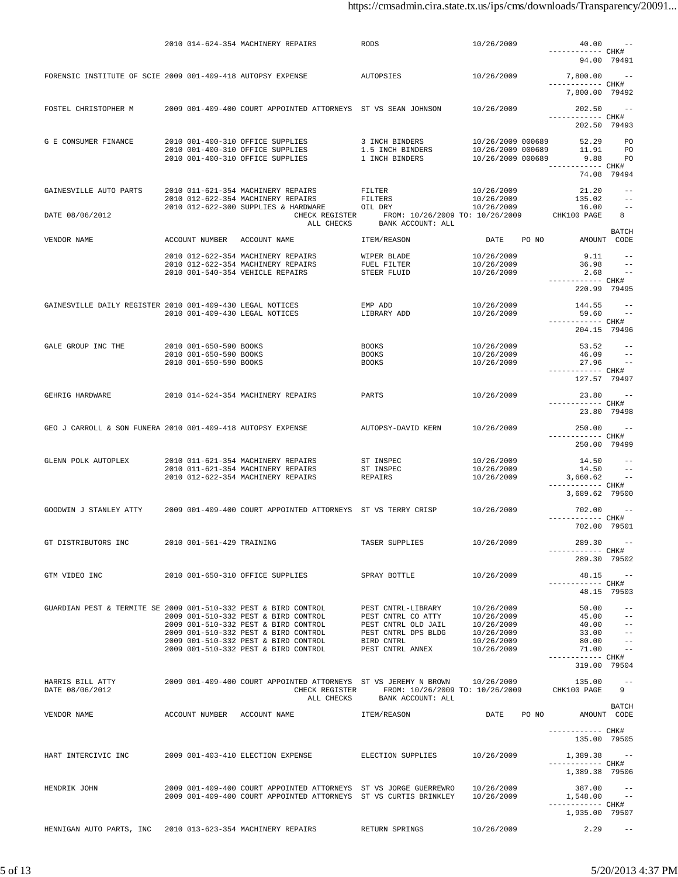| VENDOR NAME | ACCOUNT NUMBER | ACCOUNT NAME | ITEM/REASON | DATE | PO NO | AMOUNT | BATCH CODE |
|---|---|---|---|---|---|---|---|
| | 2010 014-624-354 | MACHINERY REPAIRS | RODS | 10/26/2009 | | 40.00 | -- |
| | | | | | | 94.00 | CHK# 79491 |
| FORENSIC INSTITUTE OF SCIE | 2009 001-409-418 | AUTOPSY EXPENSE | AUTOPSIES | 10/26/2009 | | 7,800.00 | -- |
| | | | | | | 7,800.00 | CHK# 79492 |
| FOSTEL CHRISTOPHER M | 2009 001-409-400 | COURT APPOINTED ATTORNEYS | ST VS SEAN JOHNSON | 10/26/2009 | | 202.50 | -- |
| | | | | | | 202.50 | CHK# 79493 |
| G E CONSUMER FINANCE | 2010 001-400-310 | OFFICE SUPPLIES | 3 INCH BINDERS | 10/26/2009 | 000689 | 52.29 | PO |
| | 2010 001-400-310 | OFFICE SUPPLIES | 1.5 INCH BINDERS | 10/26/2009 | 000689 | 11.91 | PO |
| | 2010 001-400-310 | OFFICE SUPPLIES | 1 INCH BINDERS | 10/26/2009 | 000689 | 9.88 | PO |
| | | | | | | 74.08 | CHK# 79494 |
| GAINESVILLE AUTO PARTS | 2010 011-621-354 | MACHINERY REPAIRS | FILTER | 10/26/2009 | | 21.20 | -- |
| | 2010 012-622-354 | MACHINERY REPAIRS | FILTERS | 10/26/2009 | | 135.02 | -- |
| | 2010 012-622-300 | SUPPLIES & HARDWARE | OIL DRY | 10/26/2009 | | 16.00 | -- |

DATE 08/06/2012 CHECK REGISTER FROM: 10/26/2009 TO: 10/26/2009 CHK100 PAGE 8
ALL CHECKS BANK ACCOUNT: ALL

| VENDOR NAME | ACCOUNT NUMBER | ACCOUNT NAME | ITEM/REASON | DATE | PO NO | AMOUNT | BATCH CODE |
|---|---|---|---|---|---|---|---|
| | 2010 012-622-354 | MACHINERY REPAIRS | WIPER BLADE | 10/26/2009 | | 9.11 | -- |
| | 2010 012-622-354 | MACHINERY REPAIRS | FUEL FILTER | 10/26/2009 | | 36.98 | -- |
| | 2010 001-540-354 | VEHICLE REPAIRS | STEER FLUID | 10/26/2009 | | 2.68 | -- |
| | | | | | | 220.99 | CHK# 79495 |
| GAINESVILLE DAILY REGISTER | 2010 001-409-430 | LEGAL NOTICES | EMP ADD | 10/26/2009 | | 144.55 | -- |
| | 2010 001-409-430 | LEGAL NOTICES | LIBRARY ADD | 10/26/2009 | | 59.60 | -- |
| | | | | | | 204.15 | CHK# 79496 |
| GALE GROUP INC THE | 2010 001-650-590 | BOOKS | BOOKS | 10/26/2009 | | 53.52 | -- |
| | 2010 001-650-590 | BOOKS | BOOKS | 10/26/2009 | | 46.09 | -- |
| | 2010 001-650-590 | BOOKS | BOOKS | 10/26/2009 | | 27.96 | -- |
| | | | | | | 127.57 | CHK# 79497 |
| GEHRIG HARDWARE | 2010 014-624-354 | MACHINERY REPAIRS | PARTS | 10/26/2009 | | 23.80 | -- |
| | | | | | | 23.80 | CHK# 79498 |
| GEO J CARROLL & SON FUNERA | 2010 001-409-418 | AUTOPSY EXPENSE | AUTOPSY-DAVID KERN | 10/26/2009 | | 250.00 | -- |
| | | | | | | 250.00 | CHK# 79499 |
| GLENN POLK AUTOPLEX | 2010 011-621-354 | MACHINERY REPAIRS | ST INSPEC | 10/26/2009 | | 14.50 | -- |
| | 2010 011-621-354 | MACHINERY REPAIRS | ST INSPEC | 10/26/2009 | | 14.50 | -- |
| | 2010 012-622-354 | MACHINERY REPAIRS | REPAIRS | 10/26/2009 | | 3,660.62 | -- |
| | | | | | | 3,689.62 | CHK# 79500 |
| GOODWIN J STANLEY ATTY | 2009 001-409-400 | COURT APPOINTED ATTORNEYS | ST VS TERRY CRISP | 10/26/2009 | | 702.00 | -- |
| | | | | | | 702.00 | CHK# 79501 |
| GT DISTRIBUTORS INC | 2010 001-561-429 | TRAINING | TASER SUPPLIES | 10/26/2009 | | 289.30 | -- |
| | | | | | | 289.30 | CHK# 79502 |
| GTM VIDEO INC | 2010 001-650-310 | OFFICE SUPPLIES | SPRAY BOTTLE | 10/26/2009 | | 48.15 | -- |
| | | | | | | 48.15 | CHK# 79503 |
| GUARDIAN PEST & TERMITE SE | 2009 001-510-332 | PEST & BIRD CONTROL | PEST CNTRL-LIBRARY | 10/26/2009 | | 50.00 | -- |
| | 2009 001-510-332 | PEST & BIRD CONTROL | PEST CNTRL CO ATTY | 10/26/2009 | | 45.00 | -- |
| | 2009 001-510-332 | PEST & BIRD CONTROL | PEST CNTRL OLD JAIL | 10/26/2009 | | 40.00 | -- |
| | 2009 001-510-332 | PEST & BIRD CONTROL | PEST CNTRL DPS BLDG | 10/26/2009 | | 33.00 | -- |
| | 2009 001-510-332 | PEST & BIRD CONTROL | BIRD CNTRL | 10/26/2009 | | 80.00 | -- |
| | 2009 001-510-332 | PEST & BIRD CONTROL | PEST CNTRL ANNEX | 10/26/2009 | | 71.00 | -- |
| | | | | | | 319.00 | CHK# 79504 |
| HARRIS BILL ATTY | 2009 001-409-400 | COURT APPOINTED ATTORNEYS | ST VS JEREMY N BROWN | 10/26/2009 | | 135.00 | -- |

DATE 08/06/2012 CHECK REGISTER FROM: 10/26/2009 TO: 10/26/2009 CHK100 PAGE 9
ALL CHECKS BANK ACCOUNT: ALL

| VENDOR NAME | ACCOUNT NUMBER | ACCOUNT NAME | ITEM/REASON | DATE | PO NO | AMOUNT | BATCH CODE |
|---|---|---|---|---|---|---|---|
| | | | | | | 135.00 | CHK# 79505 |
| HART INTERCIVIC INC | 2009 001-403-410 | ELECTION EXPENSE | ELECTION SUPPLIES | 10/26/2009 | | 1,389.38 | -- |
| | | | | | | 1,389.38 | CHK# 79506 |
| HENDRIK JOHN | 2009 001-409-400 | COURT APPOINTED ATTORNEYS | ST VS JORGE GUERREWRO | 10/26/2009 | | 387.00 | -- |
| | 2009 001-409-400 | COURT APPOINTED ATTORNEYS | ST VS CURTIS BRINKLEY | 10/26/2009 | | 1,548.00 | -- |
| | | | | | | 1,935.00 | CHK# 79507 |
| HENNIGAN AUTO PARTS, INC | 2010 013-623-354 | MACHINERY REPAIRS | RETURN SPRINGS | 10/26/2009 | | 2.29 | -- |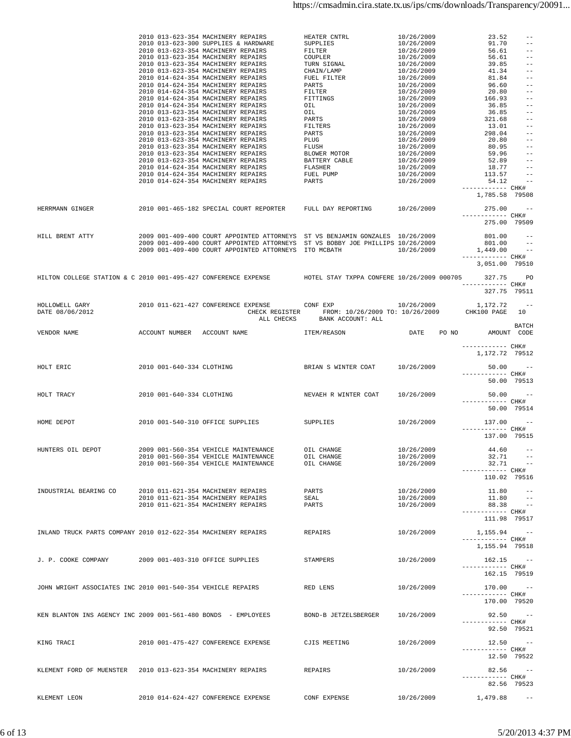| VENDOR NAME | ACCOUNT NUMBER | ACCOUNT NAME | ITEM/REASON | DATE | PO NO | AMOUNT | BATCH CODE |
|---|---|---|---|---|---|---|---|
| | 2010 013-623-354 | MACHINERY REPAIRS | HEATER CNTRL | 10/26/2009 | | 23.52 | -- |
| | 2010 013-623-300 | SUPPLIES & HARDWARE | SUPPLIES | 10/26/2009 | | 91.70 | -- |
| | 2010 013-623-354 | MACHINERY REPAIRS | FILTER | 10/26/2009 | | 56.61 | -- |
| | 2010 013-623-354 | MACHINERY REPAIRS | COUPLER | 10/26/2009 | | 56.61 | -- |
| | 2010 013-623-354 | MACHINERY REPAIRS | TURN SIGNAL | 10/26/2009 | | 39.85 | -- |
| | 2010 013-623-354 | MACHINERY REPAIRS | CHAIN/LAMP | 10/26/2009 | | 41.34 | -- |
| | 2010 014-624-354 | MACHINERY REPAIRS | FUEL FILTER | 10/26/2009 | | 81.84 | -- |
| | 2010 014-624-354 | MACHINERY REPAIRS | PARTS | 10/26/2009 | | 96.60 | -- |
| | 2010 014-624-354 | MACHINERY REPAIRS | FILTER | 10/26/2009 | | 20.80 | -- |
| | 2010 014-624-354 | MACHINERY REPAIRS | FITTINGS | 10/26/2009 | | 166.93 | -- |
| | 2010 014-624-354 | MACHINERY REPAIRS | OIL | 10/26/2009 | | 36.85 | -- |
| | 2010 013-623-354 | MACHINERY REPAIRS | OIL | 10/26/2009 | | 36.85 | -- |
| | 2010 013-623-354 | MACHINERY REPAIRS | PARTS | 10/26/2009 | | 321.68 | -- |
| | 2010 013-623-354 | MACHINERY REPAIRS | FILTERS | 10/26/2009 | | 13.01 | -- |
| | 2010 013-623-354 | MACHINERY REPAIRS | PARTS | 10/26/2009 | | 298.04 | -- |
| | 2010 013-623-354 | MACHINERY REPAIRS | PLUG | 10/26/2009 | | 20.80 | -- |
| | 2010 013-623-354 | MACHINERY REPAIRS | FLUSH | 10/26/2009 | | 80.95 | -- |
| | 2010 013-623-354 | MACHINERY REPAIRS | BLOWER MOTOR | 10/26/2009 | | 59.96 | -- |
| | 2010 013-623-354 | MACHINERY REPAIRS | BATTERY CABLE | 10/26/2009 | | 52.89 | -- |
| | 2010 014-624-354 | MACHINERY REPAIRS | FLASHER | 10/26/2009 | | 18.77 | -- |
| | 2010 014-624-354 | MACHINERY REPAIRS | FUEL PUMP | 10/26/2009 | | 113.57 | -- |
| | 2010 014-624-354 | MACHINERY REPAIRS | PARTS | 10/26/2009 | | 54.12 | -- |
| | | | | | | 1,785.58 | CHK# 79508 |
| HERRMANN GINGER | 2010 001-465-182 | SPECIAL COURT REPORTER | FULL DAY REPORTING | 10/26/2009 | | 275.00 | -- |
| | | | | | | 275.00 | CHK# 79509 |
| HILL BRENT ATTY | 2009 001-409-400 | COURT APPOINTED ATTORNEYS | ST VS BENJAMIN GONZALES | 10/26/2009 | | 801.00 | -- |
| | 2009 001-409-400 | COURT APPOINTED ATTORNEYS | ST VS BOBBY JOE PHILLIPS | 10/26/2009 | | 801.00 | -- |
| | 2009 001-409-400 | COURT APPOINTED ATTORNEYS | ITO MCBATH | 10/26/2009 | | 1,449.00 | -- |
| | | | | | | 3,051.00 | CHK# 79510 |
| HILTON COLLEGE STATION & C | 2010 001-495-427 | CONFERENCE EXPENSE | HOTEL STAY TXPPA CONFERE | 10/26/2009 | 000705 | 327.75 | PO |
| | | | | | | 327.75 | CHK# 79511 |
| HOLLOWELL GARY | 2010 011-621-427 | CONFERENCE EXPENSE | CONF EXP | 10/26/2009 | | 1,172.72 | -- |

DATE 08/06/2012 CHECK REGISTER FROM: 10/26/2009 TO: 10/26/2009 CHK100 PAGE 10
ALL CHECKS BANK ACCOUNT: ALL

| VENDOR NAME | ACCOUNT NUMBER | ACCOUNT NAME | ITEM/REASON | DATE | PO NO | AMOUNT | BATCH CODE |
|---|---|---|---|---|---|---|---|
| | | | | | | 1,172.72 | CHK# 79512 |
| HOLT ERIC | 2010 001-640-334 | CLOTHING | BRIAN S WINTER COAT | 10/26/2009 | | 50.00 | -- |
| | | | | | | 50.00 | CHK# 79513 |
| HOLT TRACY | 2010 001-640-334 | CLOTHING | NEVAEH R WINTER COAT | 10/26/2009 | | 50.00 | -- |
| | | | | | | 50.00 | CHK# 79514 |
| HOME DEPOT | 2010 001-540-310 | OFFICE SUPPLIES | SUPPLIES | 10/26/2009 | | 137.00 | -- |
| | | | | | | 137.00 | CHK# 79515 |
| HUNTERS OIL DEPOT | 2009 001-560-354 | VEHICLE MAINTENANCE | OIL CHANGE | 10/26/2009 | | 44.60 | -- |
| | 2010 001-560-354 | VEHICLE MAINTENANCE | OIL CHANGE | 10/26/2009 | | 32.71 | -- |
| | 2010 001-560-354 | VEHICLE MAINTENANCE | OIL CHANGE | 10/26/2009 | | 32.71 | -- |
| | | | | | | 110.02 | CHK# 79516 |
| INDUSTRIAL BEARING CO | 2010 011-621-354 | MACHINERY REPAIRS | PARTS | 10/26/2009 | | 11.80 | -- |
| | 2010 011-621-354 | MACHINERY REPAIRS | SEAL | 10/26/2009 | | 11.80 | -- |
| | 2010 011-621-354 | MACHINERY REPAIRS | PARTS | 10/26/2009 | | 88.38 | -- |
| | | | | | | 111.98 | CHK# 79517 |
| INLAND TRUCK PARTS COMPANY | 2010 012-622-354 | MACHINERY REPAIRS | REPAIRS | 10/26/2009 | | 1,155.94 | -- |
| | | | | | | 1,155.94 | CHK# 79518 |
| J. P. COOKE COMPANY | 2009 001-403-310 | OFFICE SUPPLIES | STAMPERS | 10/26/2009 | | 162.15 | -- |
| | | | | | | 162.15 | CHK# 79519 |
| JOHN WRIGHT ASSOCIATES INC | 2010 001-540-354 | VEHICLE REPAIRS | RED LENS | 10/26/2009 | | 170.00 | -- |
| | | | | | | 170.00 | CHK# 79520 |
| KEN BLANTON INS AGENCY INC | 2009 001-561-480 | BONDS - EMPLOYEES | BOND-B JETZELSBERGER | 10/26/2009 | | 92.50 | -- |
| | | | | | | 92.50 | CHK# 79521 |
| KING TRACI | 2010 001-475-427 | CONFERENCE EXPENSE | CJIS MEETING | 10/26/2009 | | 12.50 | -- |
| | | | | | | 12.50 | CHK# 79522 |
| KLEMENT FORD OF MUENSTER | 2010 013-623-354 | MACHINERY REPAIRS | REPAIRS | 10/26/2009 | | 82.56 | -- |
| | | | | | | 82.56 | CHK# 79523 |
| KLEMENT LEON | 2010 014-624-427 | CONFERENCE EXPENSE | CONF EXPENSE | 10/26/2009 | | 1,479.88 | -- |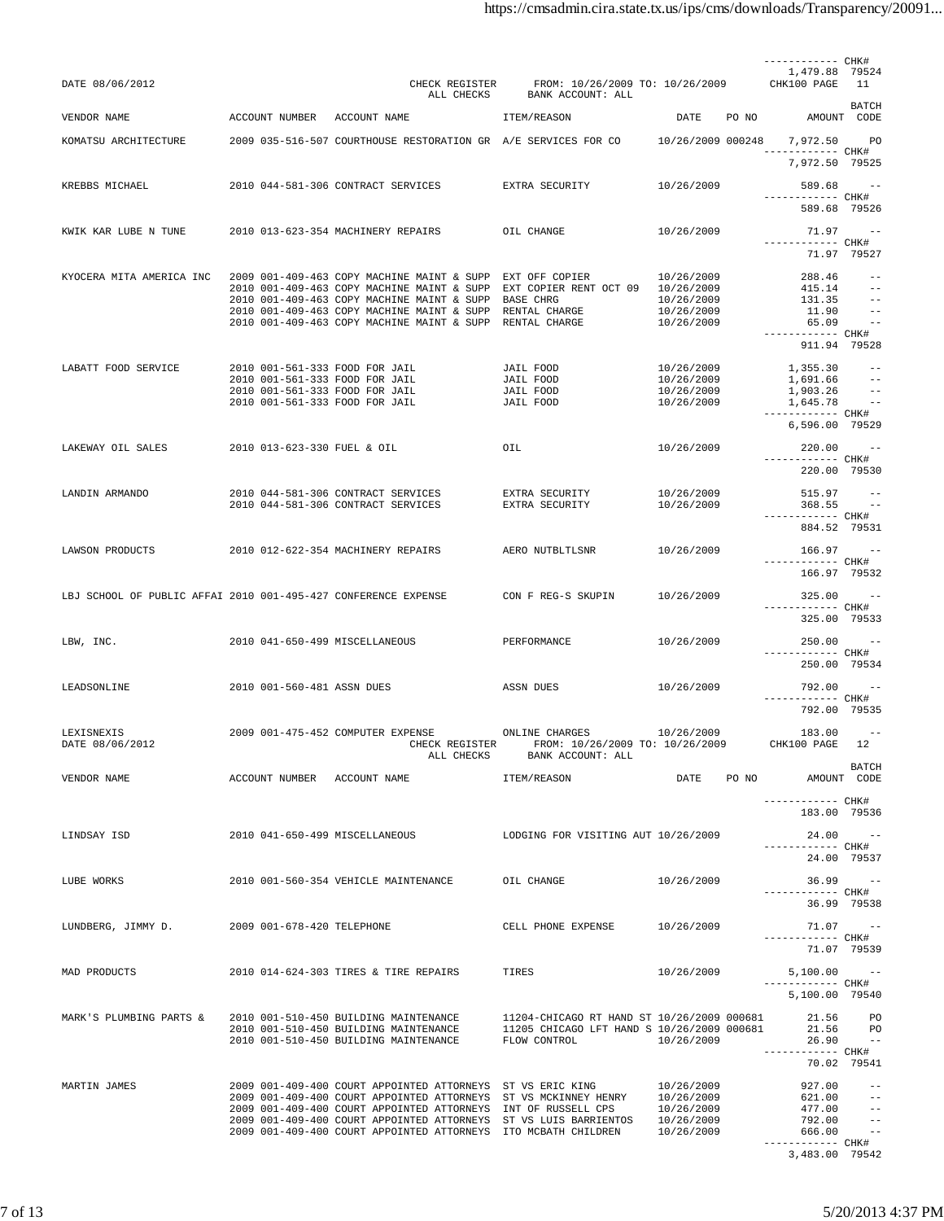| | | | | | | | |
|---|---|---|---|---|---|---|---|
| | | | | | | ------------ CHK# | |
| | | | | | | 1,479.88 | 79524 |

DATE 08/06/2012 CHECK REGISTER FROM: 10/26/2009 TO: 10/26/2009 CHK100 PAGE 11
ALL CHECKS BANK ACCOUNT: ALL

| VENDOR NAME | ACCOUNT NUMBER | ACCOUNT NAME | ITEM/REASON | DATE | PO NO | AMOUNT | BATCH CODE |
|---|---|---|---|---|---|---|---|
| KOMATSU ARCHITECTURE | 2009 035-516-507 | COURTHOUSE RESTORATION GR | A/E SERVICES FOR CO | 10/26/2009 | 000248 | 7,972.50 | PO |
| | | | | | | ------------ CHK# | |
| | | | | | | 7,972.50 | 79525 |
| KREBBS MICHAEL | 2010 044-581-306 | CONTRACT SERVICES | EXTRA SECURITY | 10/26/2009 | | 589.68 | -- |
| | | | | | | ------------ CHK# | |
| | | | | | | 589.68 | 79526 |
| KWIK KAR LUBE N TUNE | 2010 013-623-354 | MACHINERY REPAIRS | OIL CHANGE | 10/26/2009 | | 71.97 | -- |
| | | | | | | ------------ CHK# | |
| | | | | | | 71.97 | 79527 |
| KYOCERA MITA AMERICA INC | 2009 001-409-463 | COPY MACHINE MAINT & SUPP | EXT OFF COPIER | 10/26/2009 | | 288.46 | -- |
| | 2010 001-409-463 | COPY MACHINE MAINT & SUPP | EXT COPIER RENT OCT 09 | 10/26/2009 | | 415.14 | -- |
| | 2010 001-409-463 | COPY MACHINE MAINT & SUPP | BASE CHRG | 10/26/2009 | | 131.35 | -- |
| | 2010 001-409-463 | COPY MACHINE MAINT & SUPP | RENTAL CHARGE | 10/26/2009 | | 11.90 | -- |
| | 2010 001-409-463 | COPY MACHINE MAINT & SUPP | RENTAL CHARGE | 10/26/2009 | | 65.09 | -- |
| | | | | | | ------------ CHK# | |
| | | | | | | 911.94 | 79528 |
| LABATT FOOD SERVICE | 2010 001-561-333 | FOOD FOR JAIL | JAIL FOOD | 10/26/2009 | | 1,355.30 | -- |
| | 2010 001-561-333 | FOOD FOR JAIL | JAIL FOOD | 10/26/2009 | | 1,691.66 | -- |
| | 2010 001-561-333 | FOOD FOR JAIL | JAIL FOOD | 10/26/2009 | | 1,903.26 | -- |
| | 2010 001-561-333 | FOOD FOR JAIL | JAIL FOOD | 10/26/2009 | | 1,645.78 | -- |
| | | | | | | ------------ CHK# | |
| | | | | | | 6,596.00 | 79529 |
| LAKEWAY OIL SALES | 2010 013-623-330 | FUEL & OIL | OIL | 10/26/2009 | | 220.00 | -- |
| | | | | | | ------------ CHK# | |
| | | | | | | 220.00 | 79530 |
| LANDIN ARMANDO | 2010 044-581-306 | CONTRACT SERVICES | EXTRA SECURITY | 10/26/2009 | | 515.97 | -- |
| | 2010 044-581-306 | CONTRACT SERVICES | EXTRA SECURITY | 10/26/2009 | | 368.55 | -- |
| | | | | | | ------------ CHK# | |
| | | | | | | 884.52 | 79531 |
| LAWSON PRODUCTS | 2010 012-622-354 | MACHINERY REPAIRS | AERO NUTBLTLSNR | 10/26/2009 | | 166.97 | -- |
| | | | | | | ------------ CHK# | |
| | | | | | | 166.97 | 79532 |
| LBJ SCHOOL OF PUBLIC AFFAI | 2010 001-495-427 | CONFERENCE EXPENSE | CON F REG-S SKUPIN | 10/26/2009 | | 325.00 | -- |
| | | | | | | ------------ CHK# | |
| | | | | | | 325.00 | 79533 |
| LBW, INC. | 2010 041-650-499 | MISCELLANEOUS | PERFORMANCE | 10/26/2009 | | 250.00 | -- |
| | | | | | | ------------ CHK# | |
| | | | | | | 250.00 | 79534 |
| LEADSONLINE | 2010 001-560-481 | ASSN DUES | ASSN DUES | 10/26/2009 | | 792.00 | -- |
| | | | | | | ------------ CHK# | |
| | | | | | | 792.00 | 79535 |
| LEXISNEXIS | 2009 001-475-452 | COMPUTER EXPENSE | ONLINE CHARGES | 10/26/2009 | | 183.00 | -- |

DATE 08/06/2012 CHECK REGISTER FROM: 10/26/2009 TO: 10/26/2009 CHK100 PAGE 12
ALL CHECKS BANK ACCOUNT: ALL

| VENDOR NAME | ACCOUNT NUMBER | ACCOUNT NAME | ITEM/REASON | DATE | PO NO | AMOUNT | BATCH CODE |
|---|---|---|---|---|---|---|---|
| | | | | | | ------------ CHK# | |
| | | | | | | 183.00 | 79536 |
| LINDSAY ISD | 2010 041-650-499 | MISCELLANEOUS | LODGING FOR VISITING AUT | 10/26/2009 | | 24.00 | -- |
| | | | | | | ------------ CHK# | |
| | | | | | | 24.00 | 79537 |
| LUBE WORKS | 2010 001-560-354 | VEHICLE MAINTENANCE | OIL CHANGE | 10/26/2009 | | 36.99 | -- |
| | | | | | | ------------ CHK# | |
| | | | | | | 36.99 | 79538 |
| LUNDBERG, JIMMY D. | 2009 001-678-420 | TELEPHONE | CELL PHONE EXPENSE | 10/26/2009 | | 71.07 | -- |
| | | | | | | ------------ CHK# | |
| | | | | | | 71.07 | 79539 |
| MAD PRODUCTS | 2010 014-624-303 | TIRES & TIRE REPAIRS | TIRES | 10/26/2009 | | 5,100.00 | -- |
| | | | | | | ------------ CHK# | |
| | | | | | | 5,100.00 | 79540 |
| MARK'S PLUMBING PARTS & | 2010 001-510-450 | BUILDING MAINTENANCE | 11204-CHICAGO RT HAND ST | 10/26/2009 | 000681 | 21.56 | PO |
| | 2010 001-510-450 | BUILDING MAINTENANCE | 11205 CHICAGO LFT HAND S | 10/26/2009 | 000681 | 21.56 | PO |
| | 2010 001-510-450 | BUILDING MAINTENANCE | FLOW CONTROL | 10/26/2009 | | 26.90 | -- |
| | | | | | | ------------ CHK# | |
| | | | | | | 70.02 | 79541 |
| MARTIN JAMES | 2009 001-409-400 | COURT APPOINTED ATTORNEYS | ST VS ERIC KING | 10/26/2009 | | 927.00 | -- |
| | 2009 001-409-400 | COURT APPOINTED ATTORNEYS | ST VS MCKINNEY HENRY | 10/26/2009 | | 621.00 | -- |
| | 2009 001-409-400 | COURT APPOINTED ATTORNEYS | INT OF RUSSELL CPS | 10/26/2009 | | 477.00 | -- |
| | 2009 001-409-400 | COURT APPOINTED ATTORNEYS | ST VS LUIS BARRIENTOS | 10/26/2009 | | 792.00 | -- |
| | 2009 001-409-400 | COURT APPOINTED ATTORNEYS | ITO MCBATH CHILDREN | 10/26/2009 | | 666.00 | -- |
| | | | | | | ------------ CHK# | |
| | | | | | | 3,483.00 | 79542 |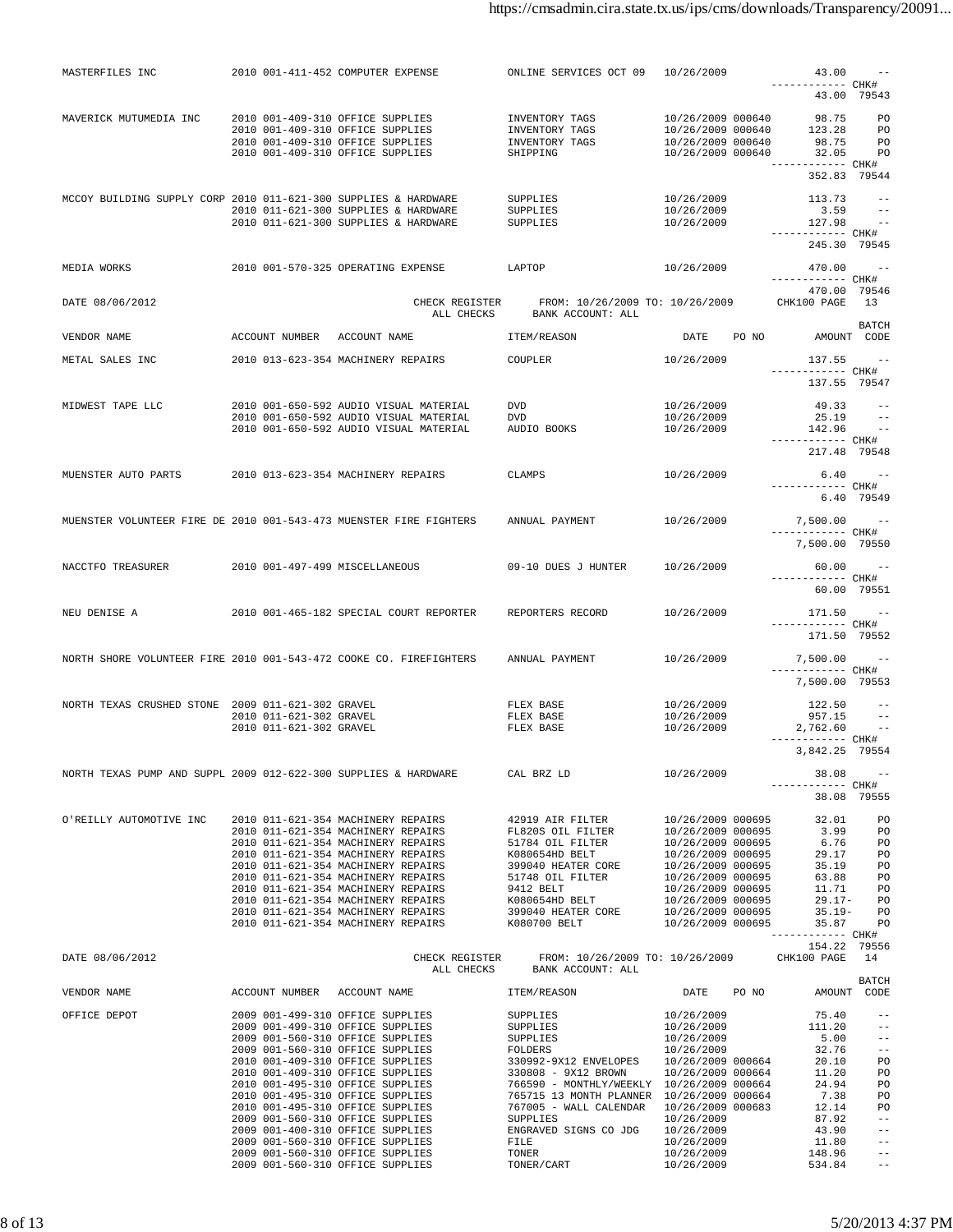| VENDOR NAME | ACCOUNT NUMBER | ACCOUNT NAME | ITEM/REASON | DATE | PO NO | AMOUNT | BATCH CODE |
|---|---|---|---|---|---|---|---|
| MASTERFILES INC | 2010 001-411-452 | COMPUTER EXPENSE | ONLINE SERVICES OCT 09 | 10/26/2009 | | 43.00 | -- |
| | | | | | | CHK# 43.00 | 79543 |
| MAVERICK MUTUMEDIA INC | 2010 001-409-310 | OFFICE SUPPLIES | INVENTORY TAGS | 10/26/2009 | 000640 | 98.75 | PO |
| | 2010 001-409-310 | OFFICE SUPPLIES | INVENTORY TAGS | 10/26/2009 | 000640 | 123.28 | PO |
| | 2010 001-409-310 | OFFICE SUPPLIES | INVENTORY TAGS | 10/26/2009 | 000640 | 98.75 | PO |
| | 2010 001-409-310 | OFFICE SUPPLIES | SHIPPING | 10/26/2009 | 000640 | 32.05 | PO |
| | | | | | | CHK# 352.83 | 79544 |
| MCCOY BUILDING SUPPLY CORP | 2010 011-621-300 | SUPPLIES & HARDWARE | SUPPLIES | 10/26/2009 | | 113.73 | -- |
| | 2010 011-621-300 | SUPPLIES & HARDWARE | SUPPLIES | 10/26/2009 | | 3.59 | -- |
| | 2010 011-621-300 | SUPPLIES & HARDWARE | SUPPLIES | 10/26/2009 | | 127.98 | -- |
| | | | | | | CHK# 245.30 | 79545 |
| MEDIA WORKS | 2010 001-570-325 | OPERATING EXPENSE | LAPTOP | 10/26/2009 | | 470.00 | -- |
| | | | | | | CHK# 470.00 | 79546 |

DATE 08/06/2012 — CHECK REGISTER — FROM: 10/26/2009 TO: 10/26/2009 — CHK100 PAGE 13
ALL CHECKS — BANK ACCOUNT: ALL

| VENDOR NAME | ACCOUNT NUMBER | ACCOUNT NAME | ITEM/REASON | DATE | PO NO | AMOUNT | BATCH CODE |
|---|---|---|---|---|---|---|---|
| METAL SALES INC | 2010 013-623-354 | MACHINERY REPAIRS | COUPLER | 10/26/2009 | | 137.55 | -- |
| | | | | | | CHK# 137.55 | 79547 |
| MIDWEST TAPE LLC | 2010 001-650-592 | AUDIO VISUAL MATERIAL | DVD | 10/26/2009 | | 49.33 | -- |
| | 2010 001-650-592 | AUDIO VISUAL MATERIAL | DVD | 10/26/2009 | | 25.19 | -- |
| | 2010 001-650-592 | AUDIO VISUAL MATERIAL | AUDIO BOOKS | 10/26/2009 | | 142.96 | -- |
| | | | | | | CHK# 217.48 | 79548 |
| MUENSTER AUTO PARTS | 2010 013-623-354 | MACHINERY REPAIRS | CLAMPS | 10/26/2009 | | 6.40 | -- |
| | | | | | | CHK# 6.40 | 79549 |
| MUENSTER VOLUNTEER FIRE DE | 2010 001-543-473 | MUENSTER FIRE FIGHTERS | ANNUAL PAYMENT | 10/26/2009 | | 7,500.00 | -- |
| | | | | | | CHK# 7,500.00 | 79550 |
| NACCTFO TREASURER | 2010 001-497-499 | MISCELLANEOUS | 09-10 DUES J HUNTER | 10/26/2009 | | 60.00 | -- |
| | | | | | | CHK# 60.00 | 79551 |
| NEU DENISE A | 2010 001-465-182 | SPECIAL COURT REPORTER | REPORTERS RECORD | 10/26/2009 | | 171.50 | -- |
| | | | | | | CHK# 171.50 | 79552 |
| NORTH SHORE VOLUNTEER FIRE | 2010 001-543-472 | COOKE CO. FIREFIGHTERS | ANNUAL PAYMENT | 10/26/2009 | | 7,500.00 | -- |
| | | | | | | CHK# 7,500.00 | 79553 |
| NORTH TEXAS CRUSHED STONE | 2009 011-621-302 | GRAVEL | FLEX BASE | 10/26/2009 | | 122.50 | -- |
| | 2010 011-621-302 | GRAVEL | FLEX BASE | 10/26/2009 | | 957.15 | -- |
| | 2010 011-621-302 | GRAVEL | FLEX BASE | 10/26/2009 | | 2,762.60 | -- |
| | | | | | | CHK# 3,842.25 | 79554 |
| NORTH TEXAS PUMP AND SUPPL | 2009 012-622-300 | SUPPLIES & HARDWARE | CAL BRZ LD | 10/26/2009 | | 38.08 | -- |
| | | | | | | CHK# 38.08 | 79555 |
| O'REILLY AUTOMOTIVE INC | 2010 011-621-354 | MACHINERY REPAIRS | 42919 AIR FILTER | 10/26/2009 | 000695 | 32.01 | PO |
| | 2010 011-621-354 | MACHINERY REPAIRS | FL820S OIL FILTER | 10/26/2009 | 000695 | 3.99 | PO |
| | 2010 011-621-354 | MACHINERY REPAIRS | 51784 OIL FILTER | 10/26/2009 | 000695 | 6.76 | PO |
| | 2010 011-621-354 | MACHINERY REPAIRS | K080654HD BELT | 10/26/2009 | 000695 | 29.17 | PO |
| | 2010 011-621-354 | MACHINERY REPAIRS | 399040 HEATER CORE | 10/26/2009 | 000695 | 35.19 | PO |
| | 2010 011-621-354 | MACHINERY REPAIRS | 51748 OIL FILTER | 10/26/2009 | 000695 | 63.88 | PO |
| | 2010 011-621-354 | MACHINERY REPAIRS | 9412 BELT | 10/26/2009 | 000695 | 11.71 | PO |
| | 2010 011-621-354 | MACHINERY REPAIRS | K080654HD BELT | 10/26/2009 | 000695 | 29.17- | PO |
| | 2010 011-621-354 | MACHINERY REPAIRS | 399040 HEATER CORE | 10/26/2009 | 000695 | 35.19- | PO |
| | 2010 011-621-354 | MACHINERY REPAIRS | K080700 BELT | 10/26/2009 | 000695 | 35.87 | PO |
| | | | | | | CHK# 154.22 | 79556 |

DATE 08/06/2012 — CHECK REGISTER — FROM: 10/26/2009 TO: 10/26/2009 — CHK100 PAGE 14
ALL CHECKS — BANK ACCOUNT: ALL

| VENDOR NAME | ACCOUNT NUMBER | ACCOUNT NAME | ITEM/REASON | DATE | PO NO | AMOUNT | BATCH CODE |
|---|---|---|---|---|---|---|---|
| OFFICE DEPOT | 2009 001-499-310 | OFFICE SUPPLIES | SUPPLIES | 10/26/2009 | | 75.40 | -- |
| | 2009 001-499-310 | OFFICE SUPPLIES | SUPPLIES | 10/26/2009 | | 111.20 | -- |
| | 2009 001-560-310 | OFFICE SUPPLIES | SUPPLIES | 10/26/2009 | | 5.00 | -- |
| | 2009 001-560-310 | OFFICE SUPPLIES | FOLDERS | 10/26/2009 | | 32.76 | -- |
| | 2010 001-409-310 | OFFICE SUPPLIES | 330992-9X12 ENVELOPES | 10/26/2009 | 000664 | 20.10 | PO |
| | 2010 001-409-310 | OFFICE SUPPLIES | 330808 - 9X12 BROWN | 10/26/2009 | 000664 | 11.20 | PO |
| | 2010 001-495-310 | OFFICE SUPPLIES | 766590 - MONTHLY/WEEKLY | 10/26/2009 | 000664 | 24.94 | PO |
| | 2010 001-495-310 | OFFICE SUPPLIES | 765715 13 MONTH PLANNER | 10/26/2009 | 000664 | 7.38 | PO |
| | 2010 001-495-310 | OFFICE SUPPLIES | 767005 - WALL CALENDAR | 10/26/2009 | 000683 | 12.14 | PO |
| | 2009 001-560-310 | OFFICE SUPPLIES | SUPPLIES | 10/26/2009 | | 87.92 | -- |
| | 2009 001-400-310 | OFFICE SUPPLIES | ENGRAVED SIGNS CO JDG | 10/26/2009 | | 43.90 | -- |
| | 2009 001-560-310 | OFFICE SUPPLIES | FILE | 10/26/2009 | | 11.80 | -- |
| | 2009 001-560-310 | OFFICE SUPPLIES | TONER | 10/26/2009 | | 148.96 | -- |
| | 2009 001-560-310 | OFFICE SUPPLIES | TONER/CART | 10/26/2009 | | 534.84 | -- |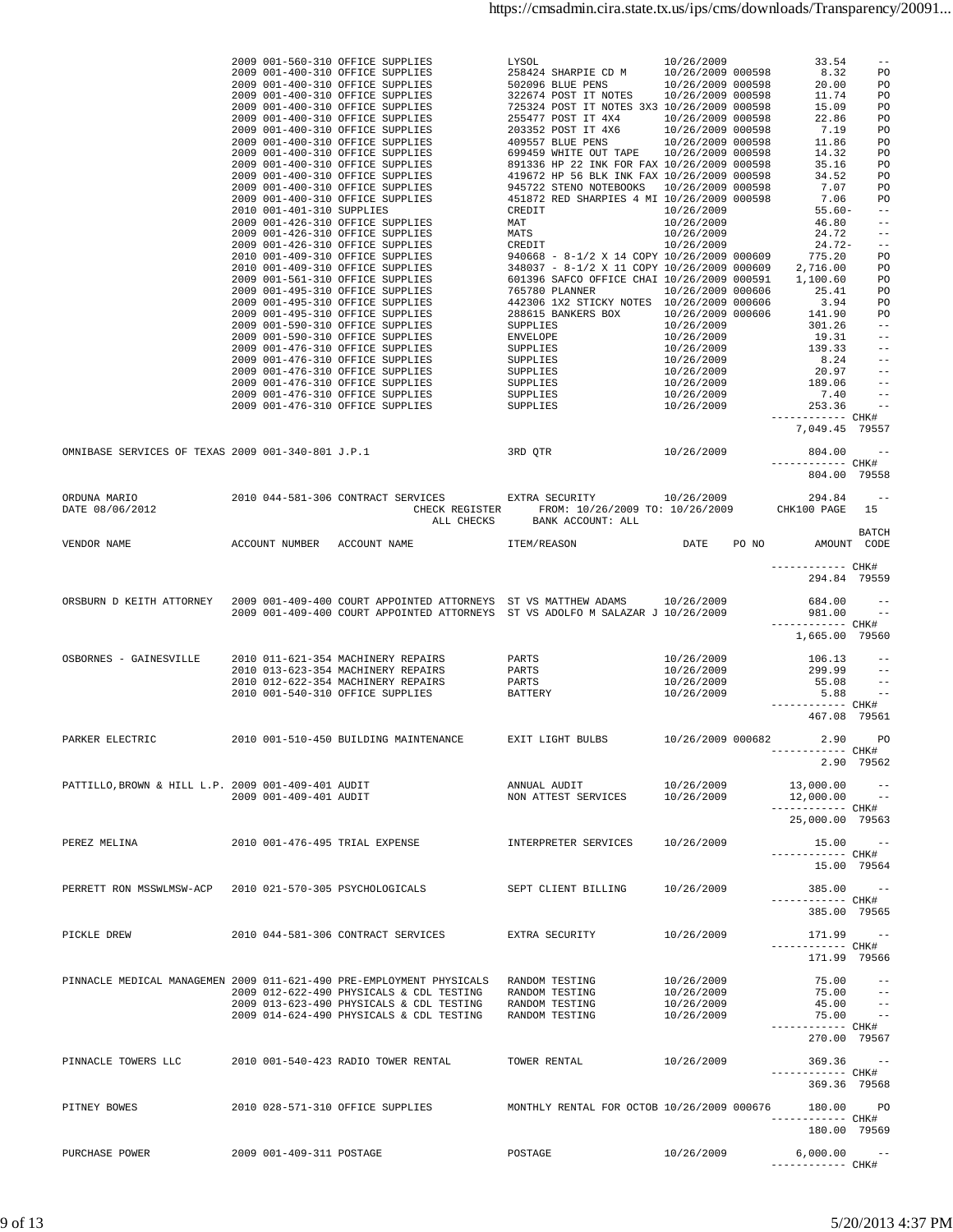| VENDOR NAME | ACCOUNT NUMBER | ACCOUNT NAME | ITEM/REASON | DATE | PO NO | AMOUNT | BATCH CODE |
|---|---|---|---|---|---|---|---|
| | 2009 001-560-310 | OFFICE SUPPLIES | LYSOL | 10/26/2009 | | 33.54 | -- |
| | 2009 001-400-310 | OFFICE SUPPLIES | 258424 SHARPIE CD M | 10/26/2009 | 000598 | 8.32 | PO |
| | 2009 001-400-310 | OFFICE SUPPLIES | 502096 BLUE PENS | 10/26/2009 | 000598 | 20.00 | PO |
| | 2009 001-400-310 | OFFICE SUPPLIES | 322674 POST IT NOTES | 10/26/2009 | 000598 | 11.74 | PO |
| | 2009 001-400-310 | OFFICE SUPPLIES | 725324 POST IT NOTES 3X3 | 10/26/2009 | 000598 | 15.09 | PO |
| | 2009 001-400-310 | OFFICE SUPPLIES | 255477 POST IT 4X4 | 10/26/2009 | 000598 | 22.86 | PO |
| | 2009 001-400-310 | OFFICE SUPPLIES | 203352 POST IT 4X6 | 10/26/2009 | 000598 | 7.19 | PO |
| | 2009 001-400-310 | OFFICE SUPPLIES | 409557 BLUE PENS | 10/26/2009 | 000598 | 11.86 | PO |
| | 2009 001-400-310 | OFFICE SUPPLIES | 699459 WHITE OUT TAPE | 10/26/2009 | 000598 | 14.32 | PO |
| | 2009 001-400-310 | OFFICE SUPPLIES | 891336 HP 22 INK FOR FAX | 10/26/2009 | 000598 | 35.16 | PO |
| | 2009 001-400-310 | OFFICE SUPPLIES | 419672 HP 56 BLK INK FAX | 10/26/2009 | 000598 | 34.52 | PO |
| | 2009 001-400-310 | OFFICE SUPPLIES | 945722 STENO NOTEBOOKS | 10/26/2009 | 000598 | 7.07 | PO |
| | 2009 001-400-310 | OFFICE SUPPLIES | 451872 RED SHARPIES 4 MI | 10/26/2009 | 000598 | 7.06 | PO |
| | 2010 001-401-310 | SUPPLIES | CREDIT | 10/26/2009 | | 55.60- | -- |
| | 2009 001-426-310 | OFFICE SUPPLIES | MAT | 10/26/2009 | | 46.80 | -- |
| | 2009 001-426-310 | OFFICE SUPPLIES | MATS | 10/26/2009 | | 24.72 | -- |
| | 2009 001-426-310 | OFFICE SUPPLIES | CREDIT | 10/26/2009 | | 24.72- | -- |
| | 2010 001-409-310 | OFFICE SUPPLIES | 940668 - 8-1/2 X 14 COPY | 10/26/2009 | 000609 | 775.20 | PO |
| | 2010 001-409-310 | OFFICE SUPPLIES | 348037 - 8-1/2 X 11 COPY | 10/26/2009 | 000609 | 2,716.00 | PO |
| | 2009 001-561-310 | OFFICE SUPPLIES | 601396 SAFCO OFFICE CHAI | 10/26/2009 | 000591 | 1,100.60 | PO |
| | 2009 001-495-310 | OFFICE SUPPLIES | 765780 PLANNER | 10/26/2009 | 000606 | 25.41 | PO |
| | 2009 001-495-310 | OFFICE SUPPLIES | 442306 1X2 STICKY NOTES | 10/26/2009 | 000606 | 3.94 | PO |
| | 2009 001-495-310 | OFFICE SUPPLIES | 288615 BANKERS BOX | 10/26/2009 | 000606 | 141.90 | PO |
| | 2009 001-590-310 | OFFICE SUPPLIES | SUPPLIES | 10/26/2009 | | 301.26 | -- |
| | 2009 001-590-310 | OFFICE SUPPLIES | ENVELOPE | 10/26/2009 | | 19.31 | -- |
| | 2009 001-476-310 | OFFICE SUPPLIES | SUPPLIES | 10/26/2009 | | 139.33 | -- |
| | 2009 001-476-310 | OFFICE SUPPLIES | SUPPLIES | 10/26/2009 | | 8.24 | -- |
| | 2009 001-476-310 | OFFICE SUPPLIES | SUPPLIES | 10/26/2009 | | 20.97 | -- |
| | 2009 001-476-310 | OFFICE SUPPLIES | SUPPLIES | 10/26/2009 | | 189.06 | -- |
| | 2009 001-476-310 | OFFICE SUPPLIES | SUPPLIES | 10/26/2009 | | 7.40 | -- |
| | 2009 001-476-310 | OFFICE SUPPLIES | SUPPLIES | 10/26/2009 | | 253.36 | -- |
| | | | | | CHK# | 7,049.45 | 79557 |
| OMNIBASE SERVICES OF TEXAS | 2009 001-340-801 | J.P.1 | 3RD QTR | 10/26/2009 | | 804.00 | -- |
| | | | | | CHK# | 804.00 | 79558 |
| ORDUNA MARIO | 2010 044-581-306 | CONTRACT SERVICES | EXTRA SECURITY | 10/26/2009 | | 294.84 | -- |
| | | | | | CHK# | 294.84 | 79559 |
| ORSBURN D KEITH ATTORNEY | 2009 001-409-400 | COURT APPOINTED ATTORNEYS | ST VS MATTHEW ADAMS | 10/26/2009 | | 684.00 | -- |
| | 2009 001-409-400 | COURT APPOINTED ATTORNEYS | ST VS ADOLFO M SALAZAR J | 10/26/2009 | | 981.00 | -- |
| | | | | | CHK# | 1,665.00 | 79560 |
| OSBORNES - GAINESVILLE | 2010 011-621-354 | MACHINERY REPAIRS | PARTS | 10/26/2009 | | 106.13 | -- |
| | 2010 013-623-354 | MACHINERY REPAIRS | PARTS | 10/26/2009 | | 299.99 | -- |
| | 2010 012-622-354 | MACHINERY REPAIRS | PARTS | 10/26/2009 | | 55.08 | -- |
| | 2010 001-540-310 | OFFICE SUPPLIES | BATTERY | 10/26/2009 | | 5.88 | -- |
| | | | | | CHK# | 467.08 | 79561 |
| PARKER ELECTRIC | 2010 001-510-450 | BUILDING MAINTENANCE | EXIT LIGHT BULBS | 10/26/2009 | 000682 | 2.90 | PO |
| | | | | | CHK# | 2.90 | 79562 |
| PATTILLO,BROWN & HILL L.P. | 2009 001-409-401 | AUDIT | ANNUAL AUDIT | 10/26/2009 | | 13,000.00 | -- |
| | 2009 001-409-401 | AUDIT | NON ATTEST SERVICES | 10/26/2009 | | 12,000.00 | -- |
| | | | | | CHK# | 25,000.00 | 79563 |
| PEREZ MELINA | 2010 001-476-495 | TRIAL EXPENSE | INTERPRETER SERVICES | 10/26/2009 | | 15.00 | -- |
| | | | | | CHK# | 15.00 | 79564 |
| PERRETT RON MSSWLMSW-ACP | 2010 021-570-305 | PSYCHOLOGICALS | SEPT CLIENT BILLING | 10/26/2009 | | 385.00 | -- |
| | | | | | CHK# | 385.00 | 79565 |
| PICKLE DREW | 2010 044-581-306 | CONTRACT SERVICES | EXTRA SECURITY | 10/26/2009 | | 171.99 | -- |
| | | | | | CHK# | 171.99 | 79566 |
| PINNACLE MEDICAL MANAGEMEN | 2009 011-621-490 | PRE-EMPLOYMENT PHYSICALS | RANDOM TESTING | 10/26/2009 | | 75.00 | -- |
| | 2009 012-622-490 | PHYSICALS & CDL TESTING | RANDOM TESTING | 10/26/2009 | | 75.00 | -- |
| | 2009 013-623-490 | PHYSICALS & CDL TESTING | RANDOM TESTING | 10/26/2009 | | 45.00 | -- |
| | 2009 014-624-490 | PHYSICALS & CDL TESTING | RANDOM TESTING | 10/26/2009 | | 75.00 | -- |
| | | | | | CHK# | 270.00 | 79567 |
| PINNACLE TOWERS LLC | 2010 001-540-423 | RADIO TOWER RENTAL | TOWER RENTAL | 10/26/2009 | | 369.36 | -- |
| | | | | | CHK# | 369.36 | 79568 |
| PITNEY BOWES | 2010 028-571-310 | OFFICE SUPPLIES | MONTHLY RENTAL FOR OCTOB | 10/26/2009 | 000676 | 180.00 | PO |
| | | | | | CHK# | 180.00 | 79569 |
| PURCHASE POWER | 2009 001-409-311 | POSTAGE | POSTAGE | 10/26/2009 | | 6,000.00 | -- |
| | | | | | CHK# | | |

DATE 08/06/2012 CHECK REGISTER FROM: 10/26/2009 TO: 10/26/2009 CHK100 PAGE 15
ALL CHECKS BANK ACCOUNT: ALL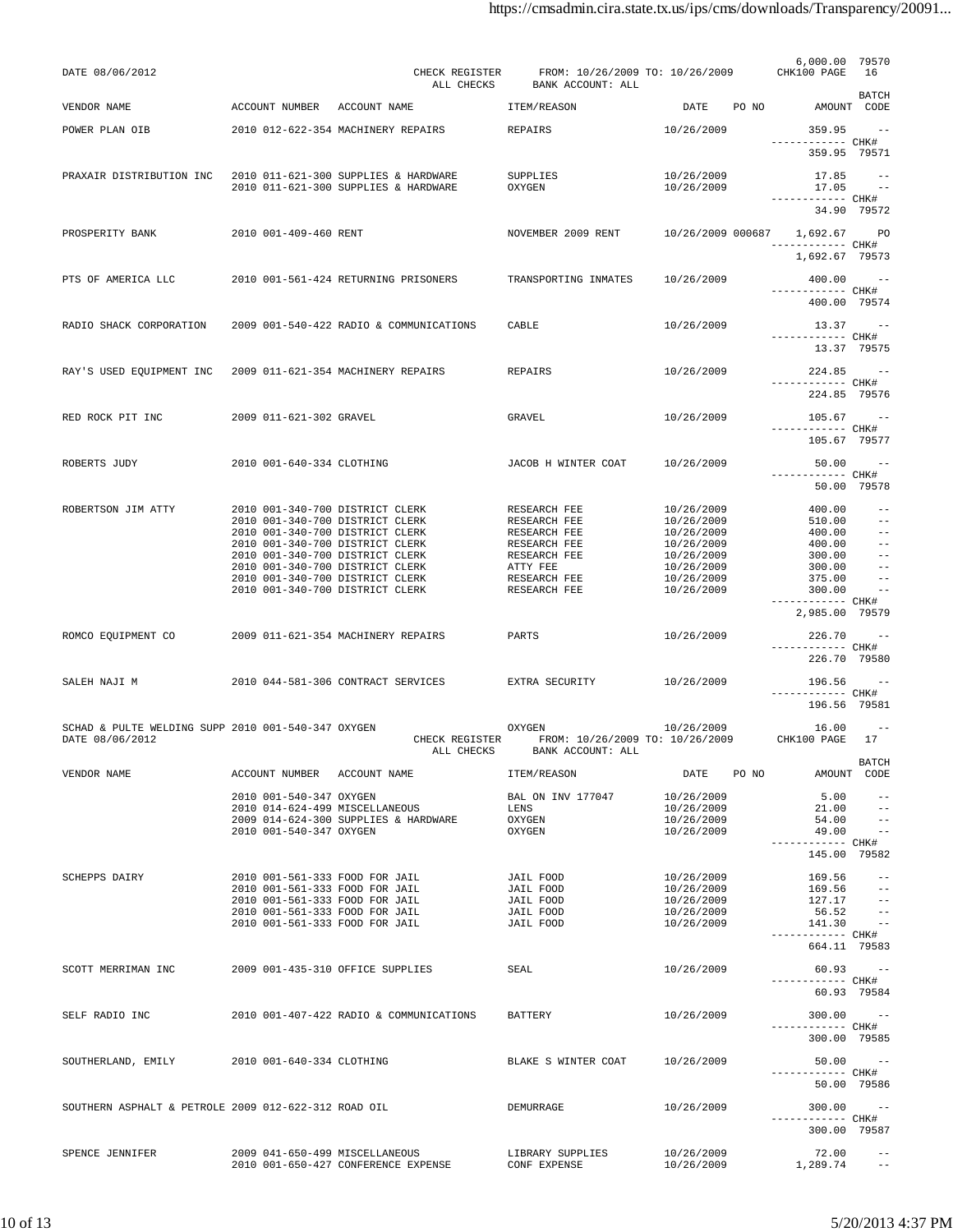DATE 08/06/2012 CHECK REGISTER FROM: 10/26/2009 TO: 10/26/2009 CHK100 PAGE 16
ALL CHECKS BANK ACCOUNT: ALL

6,000.00 79570

| VENDOR NAME | ACCOUNT NUMBER | ACCOUNT NAME | ITEM/REASON | DATE | PO NO | AMOUNT | BATCH CODE |
|---|---|---|---|---|---|---|---|
| POWER PLAN OIB | 2010 012-622-354 | MACHINERY REPAIRS | REPAIRS | 10/26/2009 | | 359.95 | -- |
| | | | | | | CHK# 359.95 | 79571 |
| PRAXAIR DISTRIBUTION INC | 2010 011-621-300 | SUPPLIES & HARDWARE | SUPPLIES | 10/26/2009 | | 17.85 | -- |
| | 2010 011-621-300 | SUPPLIES & HARDWARE | OXYGEN | 10/26/2009 | | 17.05 | -- |
| | | | | | | CHK# 34.90 | 79572 |
| PROSPERITY BANK | 2010 001-409-460 | RENT | NOVEMBER 2009 RENT | 10/26/2009 | 000687 | 1,692.67 | PO |
| | | | | | | CHK# 1,692.67 | 79573 |
| PTS OF AMERICA LLC | 2010 001-561-424 | RETURNING PRISONERS | TRANSPORTING INMATES | 10/26/2009 | | 400.00 | -- |
| | | | | | | CHK# 400.00 | 79574 |
| RADIO SHACK CORPORATION | 2009 001-540-422 | RADIO & COMMUNICATIONS | CABLE | 10/26/2009 | | 13.37 | -- |
| | | | | | | CHK# 13.37 | 79575 |
| RAY'S USED EQUIPMENT INC | 2009 011-621-354 | MACHINERY REPAIRS | REPAIRS | 10/26/2009 | | 224.85 | -- |
| | | | | | | CHK# 224.85 | 79576 |
| RED ROCK PIT INC | 2009 011-621-302 | GRAVEL | GRAVEL | 10/26/2009 | | 105.67 | -- |
| | | | | | | CHK# 105.67 | 79577 |
| ROBERTS JUDY | 2010 001-640-334 | CLOTHING | JACOB H WINTER COAT | 10/26/2009 | | 50.00 | -- |
| | | | | | | CHK# 50.00 | 79578 |
| ROBERTSON JIM ATTY | 2010 001-340-700 | DISTRICT CLERK | RESEARCH FEE | 10/26/2009 | | 400.00 | -- |
| | 2010 001-340-700 | DISTRICT CLERK | RESEARCH FEE | 10/26/2009 | | 510.00 | -- |
| | 2010 001-340-700 | DISTRICT CLERK | RESEARCH FEE | 10/26/2009 | | 400.00 | -- |
| | 2010 001-340-700 | DISTRICT CLERK | RESEARCH FEE | 10/26/2009 | | 400.00 | -- |
| | 2010 001-340-700 | DISTRICT CLERK | RESEARCH FEE | 10/26/2009 | | 300.00 | -- |
| | 2010 001-340-700 | DISTRICT CLERK | ATTY FEE | 10/26/2009 | | 300.00 | -- |
| | 2010 001-340-700 | DISTRICT CLERK | RESEARCH FEE | 10/26/2009 | | 375.00 | -- |
| | 2010 001-340-700 | DISTRICT CLERK | RESEARCH FEE | 10/26/2009 | | 300.00 | -- |
| | | | | | | CHK# 2,985.00 | 79579 |
| ROMCO EQUIPMENT CO | 2009 011-621-354 | MACHINERY REPAIRS | PARTS | 10/26/2009 | | 226.70 | -- |
| | | | | | | CHK# 226.70 | 79580 |
| SALEH NAJI M | 2010 044-581-306 | CONTRACT SERVICES | EXTRA SECURITY | 10/26/2009 | | 196.56 | -- |
| | | | | | | CHK# 196.56 | 79581 |
| SCHAD & PULTE WELDING SUPP | 2010 001-540-347 | OXYGEN | OXYGEN | 10/26/2009 | | 16.00 | -- |

DATE 08/06/2012 CHECK REGISTER FROM: 10/26/2009 TO: 10/26/2009 CHK100 PAGE 17
ALL CHECKS BANK ACCOUNT: ALL

| VENDOR NAME | ACCOUNT NUMBER | ACCOUNT NAME | ITEM/REASON | DATE | PO NO | AMOUNT | BATCH CODE |
|---|---|---|---|---|---|---|---|
| | 2010 001-540-347 | OXYGEN | BAL ON INV 177047 | 10/26/2009 | | 5.00 | -- |
| | 2010 014-624-499 | MISCELLANEOUS | LENS | 10/26/2009 | | 21.00 | -- |
| | 2009 014-624-300 | SUPPLIES & HARDWARE | OXYGEN | 10/26/2009 | | 54.00 | -- |
| | 2010 001-540-347 | OXYGEN | OXYGEN | 10/26/2009 | | 49.00 | -- |
| | | | | | | CHK# 145.00 | 79582 |
| SCHEPPS DAIRY | 2010 001-561-333 | FOOD FOR JAIL | JAIL FOOD | 10/26/2009 | | 169.56 | -- |
| | 2010 001-561-333 | FOOD FOR JAIL | JAIL FOOD | 10/26/2009 | | 169.56 | -- |
| | 2010 001-561-333 | FOOD FOR JAIL | JAIL FOOD | 10/26/2009 | | 127.17 | -- |
| | 2010 001-561-333 | FOOD FOR JAIL | JAIL FOOD | 10/26/2009 | | 56.52 | -- |
| | 2010 001-561-333 | FOOD FOR JAIL | JAIL FOOD | 10/26/2009 | | 141.30 | -- |
| | | | | | | CHK# 664.11 | 79583 |
| SCOTT MERRIMAN INC | 2009 001-435-310 | OFFICE SUPPLIES | SEAL | 10/26/2009 | | 60.93 | -- |
| | | | | | | CHK# 60.93 | 79584 |
| SELF RADIO INC | 2010 001-407-422 | RADIO & COMMUNICATIONS | BATTERY | 10/26/2009 | | 300.00 | -- |
| | | | | | | CHK# 300.00 | 79585 |
| SOUTHERLAND, EMILY | 2010 001-640-334 | CLOTHING | BLAKE S WINTER COAT | 10/26/2009 | | 50.00 | -- |
| | | | | | | CHK# 50.00 | 79586 |
| SOUTHERN ASPHALT & PETROLE | 2009 012-622-312 | ROAD OIL | DEMURRAGE | 10/26/2009 | | 300.00 | -- |
| | | | | | | CHK# 300.00 | 79587 |
| SPENCE JENNIFER | 2009 041-650-499 | MISCELLANEOUS | LIBRARY SUPPLIES | 10/26/2009 | | 72.00 | -- |
| | 2010 001-650-427 | CONFERENCE EXPENSE | CONF EXPENSE | 10/26/2009 | | 1,289.74 | -- |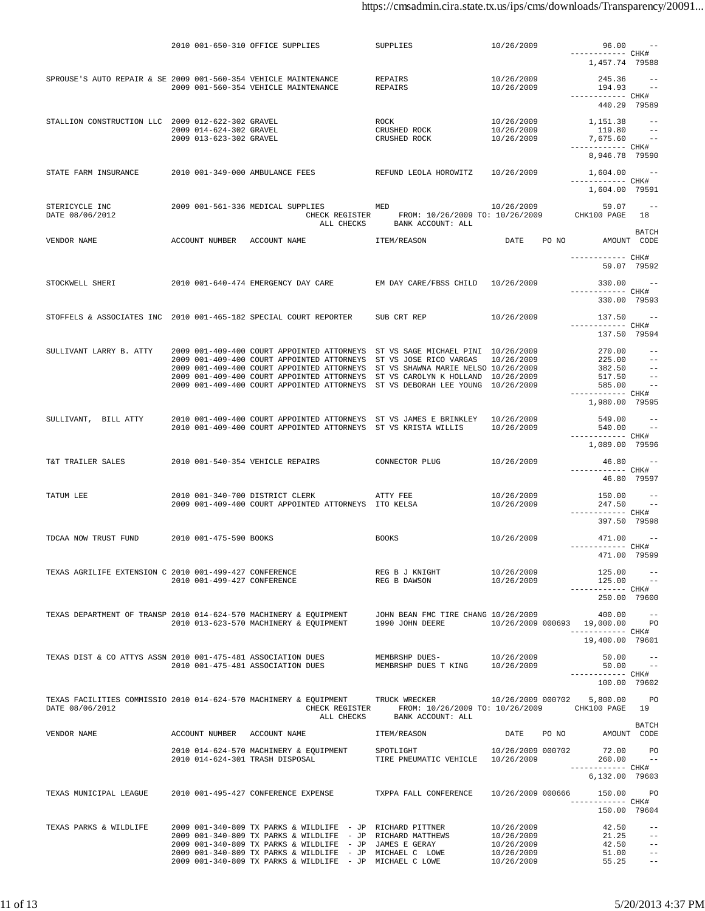CHECK REGISTER FROM: 10/26/2009 TO: 10/26/2009 — ALL CHECKS — BANK ACCOUNT: ALL

| VENDOR NAME | ACCOUNT NUMBER | ACCOUNT NAME | ITEM/REASON | DATE | PO NO | AMOUNT | BATCH CODE | CHK# |
|---|---|---|---|---|---|---|---|---|
| | 2010 001-650-310 | OFFICE SUPPLIES | SUPPLIES | 10/26/2009 | | 96.00 | -- | |
| | | | | | | 1,457.74 | | 79588 |
| SPROUSE'S AUTO REPAIR & SE | 2009 001-560-354 | VEHICLE MAINTENANCE | REPAIRS | 10/26/2009 | | 245.36 | -- | |
| | 2009 001-560-354 | VEHICLE MAINTENANCE | REPAIRS | 10/26/2009 | | 194.93 | -- | |
| | | | | | | 440.29 | | 79589 |
| STALLION CONSTRUCTION LLC | 2009 012-622-302 | GRAVEL | ROCK | 10/26/2009 | | 1,151.38 | -- | |
| | 2009 014-624-302 | GRAVEL | CRUSHED ROCK | 10/26/2009 | | 119.80 | -- | |
| | 2009 013-623-302 | GRAVEL | CRUSHED ROCK | 10/26/2009 | | 7,675.60 | -- | |
| | | | | | | 8,946.78 | | 79590 |
| STATE FARM INSURANCE | 2010 001-349-000 | AMBULANCE FEES | REFUND LEOLA HOROWITZ | 10/26/2009 | | 1,604.00 | -- | |
| | | | | | | 1,604.00 | | 79591 |
| STERICYCLE INC | 2009 001-561-336 | MEDICAL SUPPLIES | MED | 10/26/2009 | | 59.07 | -- | |
| | | | | | | 59.07 | | 79592 |
| STOCKWELL SHERI | 2010 001-640-474 | EMERGENCY DAY CARE | EM DAY CARE/FBSS CHILD | 10/26/2009 | | 330.00 | -- | |
| | | | | | | 330.00 | | 79593 |
| STOFFELS & ASSOCIATES INC | 2010 001-465-182 | SPECIAL COURT REPORTER | SUB CRT REP | 10/26/2009 | | 137.50 | -- | |
| | | | | | | 137.50 | | 79594 |
| SULLIVANT LARRY B. ATTY | 2009 001-409-400 | COURT APPOINTED ATTORNEYS | ST VS SAGE MICHAEL PINI | 10/26/2009 | | 270.00 | -- | |
| | 2009 001-409-400 | COURT APPOINTED ATTORNEYS | ST VS JOSE RICO VARGAS | 10/26/2009 | | 225.00 | -- | |
| | 2009 001-409-400 | COURT APPOINTED ATTORNEYS | ST VS SHAWNA MARIE NELSO | 10/26/2009 | | 382.50 | -- | |
| | 2009 001-409-400 | COURT APPOINTED ATTORNEYS | ST VS CAROLYN K HOLLAND | 10/26/2009 | | 517.50 | -- | |
| | 2009 001-409-400 | COURT APPOINTED ATTORNEYS | ST VS DEBORAH LEE YOUNG | 10/26/2009 | | 585.00 | -- | |
| | | | | | | 1,980.00 | | 79595 |
| SULLIVANT, BILL ATTY | 2010 001-409-400 | COURT APPOINTED ATTORNEYS | ST VS JAMES E BRINKLEY | 10/26/2009 | | 549.00 | -- | |
| | 2010 001-409-400 | COURT APPOINTED ATTORNEYS | ST VS KRISTA WILLIS | 10/26/2009 | | 540.00 | -- | |
| | | | | | | 1,089.00 | | 79596 |
| T&T TRAILER SALES | 2010 001-540-354 | VEHICLE REPAIRS | CONNECTOR PLUG | 10/26/2009 | | 46.80 | -- | |
| | | | | | | 46.80 | | 79597 |
| TATUM LEE | 2010 001-340-700 | DISTRICT CLERK | ATTY FEE | 10/26/2009 | | 150.00 | -- | |
| | 2009 001-409-400 | COURT APPOINTED ATTORNEYS | ITO KELSA | 10/26/2009 | | 247.50 | -- | |
| | | | | | | 397.50 | | 79598 |
| TDCAA NOW TRUST FUND | 2010 001-475-590 | BOOKS | BOOKS | 10/26/2009 | | 471.00 | -- | |
| | | | | | | 471.00 | | 79599 |
| TEXAS AGRILIFE EXTENSION C | 2010 001-499-427 | CONFERENCE | REG B J KNIGHT | 10/26/2009 | | 125.00 | -- | |
| | 2010 001-499-427 | CONFERENCE | REG B DAWSON | 10/26/2009 | | 125.00 | -- | |
| | | | | | | 250.00 | | 79600 |
| TEXAS DEPARTMENT OF TRANSP | 2010 014-624-570 | MACHINERY & EQUIPMENT | JOHN BEAN FMC TIRE CHANG | 10/26/2009 | | 400.00 | -- | |
| | 2010 013-623-570 | MACHINERY & EQUIPMENT | 1990 JOHN DEERE | 10/26/2009 | 000693 | 19,000.00 | PO | |
| | | | | | | 19,400.00 | | 79601 |
| TEXAS DIST & CO ATTYS ASSN | 2010 001-475-481 | ASSOCIATION DUES | MEMBRSHP DUES- | 10/26/2009 | | 50.00 | -- | |
| | 2010 001-475-481 | ASSOCIATION DUES | MEMBRSHP DUES T KING | 10/26/2009 | | 50.00 | -- | |
| | | | | | | 100.00 | | 79602 |
| TEXAS FACILITIES COMMISSIO | 2010 014-624-570 | MACHINERY & EQUIPMENT | TRUCK WRECKER | 10/26/2009 | 000702 | 5,800.00 | PO | |
| | 2010 014-624-570 | MACHINERY & EQUIPMENT | SPOTLIGHT | 10/26/2009 | 000702 | 72.00 | PO | |
| | 2010 014-624-301 | TRASH DISPOSAL | TIRE PNEUMATIC VEHICLE | 10/26/2009 | | 260.00 | -- | |
| | | | | | | 6,132.00 | | 79603 |
| TEXAS MUNICIPAL LEAGUE | 2010 001-495-427 | CONFERENCE EXPENSE | TXPPA FALL CONFERENCE | 10/26/2009 | 000666 | 150.00 | PO | |
| | | | | | | 150.00 | | 79604 |
| TEXAS PARKS & WILDLIFE | 2009 001-340-809 | TX PARKS & WILDLIFE - JP | RICHARD PITTNER | 10/26/2009 | | 42.50 | -- | |
| | 2009 001-340-809 | TX PARKS & WILDLIFE - JP | RICHARD MATTHEWS | 10/26/2009 | | 21.25 | -- | |
| | 2009 001-340-809 | TX PARKS & WILDLIFE - JP | JAMES E GERAY | 10/26/2009 | | 42.50 | -- | |
| | 2009 001-340-809 | TX PARKS & WILDLIFE - JP | MICHAEL C LOWE | 10/26/2009 | | 51.00 | -- | |
| | 2009 001-340-809 | TX PARKS & WILDLIFE - JP | MICHAEL C LOWE | 10/26/2009 | | 55.25 | -- | |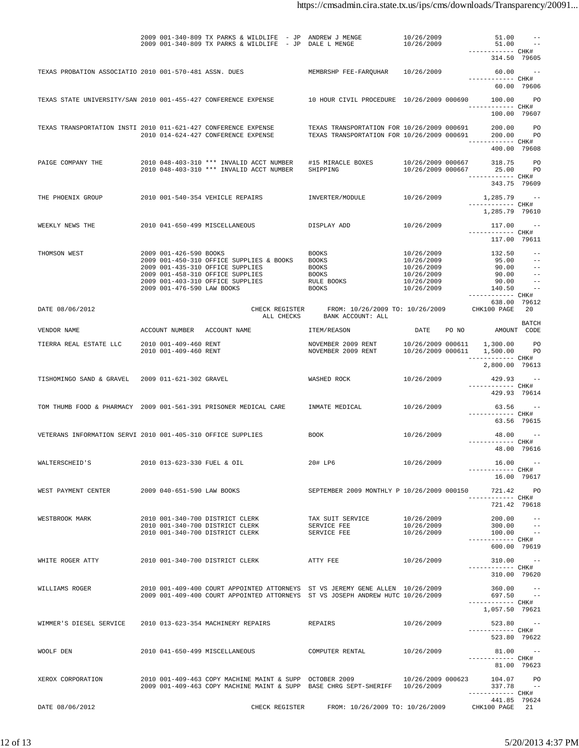| VENDOR NAME | ACCOUNT NUMBER | ACCOUNT NAME | ITEM/REASON | DATE | PO NO | AMOUNT | BATCH CODE |
|---|---|---|---|---|---|---|---|
| | 2009 001-340-809 | TX PARKS & WILDLIFE - JP | ANDREW J MENGE | 10/26/2009 | | 51.00 | -- |
| | 2009 001-340-809 | TX PARKS & WILDLIFE - JP | DALE L MENGE | 10/26/2009 | | 51.00 | -- |
| | | | | | | 314.50 | CHK# 79605 |
| TEXAS PROBATION ASSOCIATIO | 2010 001-570-481 | ASSN. DUES | MEMBRSHP FEE-FARQUHAR | 10/26/2009 | | 60.00 | -- |
| | | | | | | 60.00 | CHK# 79606 |
| TEXAS STATE UNIVERSITY/SAN | 2010 001-455-427 | CONFERENCE EXPENSE | 10 HOUR CIVIL PROCEDURE | 10/26/2009 | 000690 | 100.00 | PO |
| | | | | | | 100.00 | CHK# 79607 |
| TEXAS TRANSPORTATION INSTI | 2010 011-621-427 | CONFERENCE EXPENSE | TEXAS TRANSPORTATION FOR | 10/26/2009 | 000691 | 200.00 | PO |
| | 2010 014-624-427 | CONFERENCE EXPENSE | TEXAS TRANSPORTATION FOR | 10/26/2009 | 000691 | 200.00 | PO |
| | | | | | | 400.00 | CHK# 79608 |
| PAIGE COMPANY THE | 2010 048-403-310 | *** INVALID ACCT NUMBER | #15 MIRACLE BOXES | 10/26/2009 | 000667 | 318.75 | PO |
| | 2010 048-403-310 | *** INVALID ACCT NUMBER | SHIPPING | 10/26/2009 | 000667 | 25.00 | PO |
| | | | | | | 343.75 | CHK# 79609 |
| THE PHOENIX GROUP | 2010 001-540-354 | VEHICLE REPAIRS | INVERTER/MODULE | 10/26/2009 | | 1,285.79 | -- |
| | | | | | | 1,285.79 | CHK# 79610 |
| WEEKLY NEWS THE | 2010 041-650-499 | MISCELLANEOUS | DISPLAY ADD | 10/26/2009 | | 117.00 | -- |
| | | | | | | 117.00 | CHK# 79611 |
| THOMSON WEST | 2009 001-426-590 | BOOKS | BOOKS | 10/26/2009 | | 132.50 | -- |
| | 2009 001-450-310 | OFFICE SUPPLIES & BOOKS | BOOKS | 10/26/2009 | | 95.00 | -- |
| | 2009 001-435-310 | OFFICE SUPPLIES | BOOKS | 10/26/2009 | | 90.00 | -- |
| | 2009 001-458-310 | OFFICE SUPPLIES | BOOKS | 10/26/2009 | | 90.00 | -- |
| | 2009 001-403-310 | OFFICE SUPPLIES | RULE BOOKS | 10/26/2009 | | 90.00 | -- |
| | 2009 001-476-590 | LAW BOOKS | BOOKS | 10/26/2009 | | 140.50 | -- |
| | | | | | | 638.00 | CHK# 79612 |

DATE 08/06/2012 CHECK REGISTER FROM: 10/26/2009 TO: 10/26/2009 CHK100 PAGE 20
ALL CHECKS BANK ACCOUNT: ALL

| VENDOR NAME | ACCOUNT NUMBER | ACCOUNT NAME | ITEM/REASON | DATE | PO NO | AMOUNT | BATCH CODE |
|---|---|---|---|---|---|---|---|
| TIERRA REAL ESTATE LLC | 2010 001-409-460 | RENT | NOVEMBER 2009 RENT | 10/26/2009 | 000611 | 1,300.00 | PO |
| | 2010 001-409-460 | RENT | NOVEMBER 2009 RENT | 10/26/2009 | 000611 | 1,500.00 | PO |
| | | | | | | 2,800.00 | CHK# 79613 |
| TISHOMINGO SAND & GRAVEL | 2009 011-621-302 | GRAVEL | WASHED ROCK | 10/26/2009 | | 429.93 | -- |
| | | | | | | 429.93 | CHK# 79614 |
| TOM THUMB FOOD & PHARMACY | 2009 001-561-391 | PRISONER MEDICAL CARE | INMATE MEDICAL | 10/26/2009 | | 63.56 | -- |
| | | | | | | 63.56 | CHK# 79615 |
| VETERANS INFORMATION SERVI | 2010 001-405-310 | OFFICE SUPPLIES | BOOK | 10/26/2009 | | 48.00 | -- |
| | | | | | | 48.00 | CHK# 79616 |
| WALTERSCHEID'S | 2010 013-623-330 | FUEL & OIL | 20# LP6 | 10/26/2009 | | 16.00 | -- |
| | | | | | | 16.00 | CHK# 79617 |
| WEST PAYMENT CENTER | 2009 040-651-590 | LAW BOOKS | SEPTEMBER 2009 MONTHLY P | 10/26/2009 | 000150 | 721.42 | PO |
| | | | | | | 721.42 | CHK# 79618 |
| WESTBROOK MARK | 2010 001-340-700 | DISTRICT CLERK | TAX SUIT SERVICE | 10/26/2009 | | 200.00 | -- |
| | 2010 001-340-700 | DISTRICT CLERK | SERVICE FEE | 10/26/2009 | | 300.00 | -- |
| | 2010 001-340-700 | DISTRICT CLERK | SERVICE FEE | 10/26/2009 | | 100.00 | -- |
| | | | | | | 600.00 | CHK# 79619 |
| WHITE ROGER ATTY | 2010 001-340-700 | DISTRICT CLERK | ATTY FEE | 10/26/2009 | | 310.00 | -- |
| | | | | | | 310.00 | CHK# 79620 |
| WILLIAMS ROGER | 2010 001-409-400 | COURT APPOINTED ATTORNEYS | ST VS JEREMY GENE ALLEN | 10/26/2009 | | 360.00 | -- |
| | 2009 001-409-400 | COURT APPOINTED ATTORNEYS | ST VS JOSEPH ANDREW HUTC | 10/26/2009 | | 697.50 | -- |
| | | | | | | 1,057.50 | CHK# 79621 |
| WIMMER'S DIESEL SERVICE | 2010 013-623-354 | MACHINERY REPAIRS | REPAIRS | 10/26/2009 | | 523.80 | -- |
| | | | | | | 523.80 | CHK# 79622 |
| WOOLF DEN | 2010 041-650-499 | MISCELLANEOUS | COMPUTER RENTAL | 10/26/2009 | | 81.00 | -- |
| | | | | | | 81.00 | CHK# 79623 |
| XEROX CORPORATION | 2010 001-409-463 | COPY MACHINE MAINT & SUPP | OCTOBER 2009 | 10/26/2009 | 000623 | 104.07 | PO |
| | 2009 001-409-463 | COPY MACHINE MAINT & SUPP | BASE CHRG SEPT-SHERIFF | 10/26/2009 | | 337.78 | -- |
| | | | | | | 441.85 | CHK# 79624 |

DATE 08/06/2012 CHECK REGISTER FROM: 10/26/2009 TO: 10/26/2009 CHK100 PAGE 21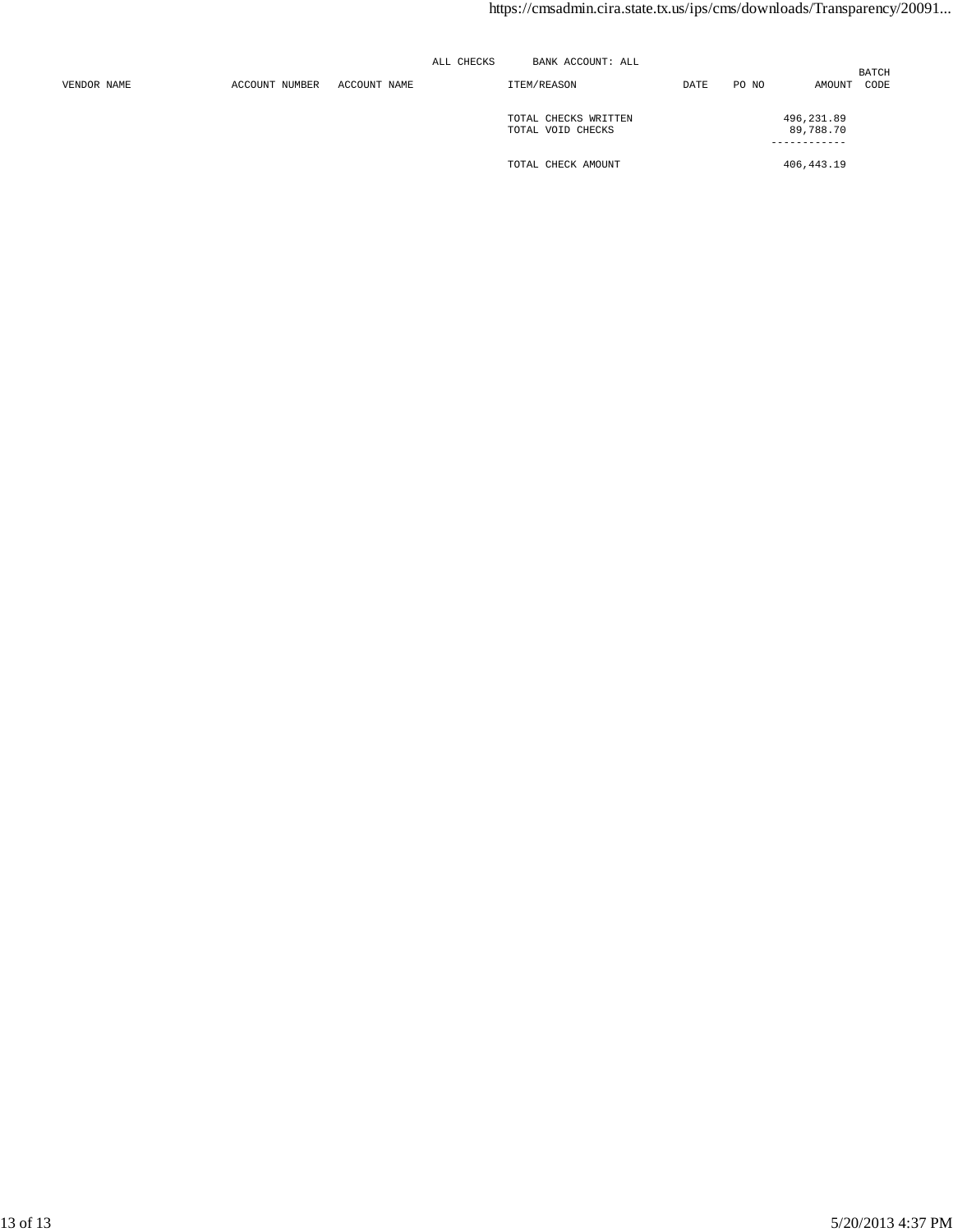ALL CHECKS BANK ACCOUNT: ALL

| VENDOR NAME | ACCOUNT NUMBER | ACCOUNT NAME | ITEM/REASON | DATE | PO NO | AMOUNT | BATCH CODE |
|---|---|---|---|---|---|---|---|
| | | | TOTAL CHECKS WRITTEN | | | 496,231.89 | |
| | | | TOTAL VOID CHECKS | | | 89,788.70 | |
| | | | | | | ------------ | |
| | | | TOTAL CHECK AMOUNT | | | 406,443.19 | |